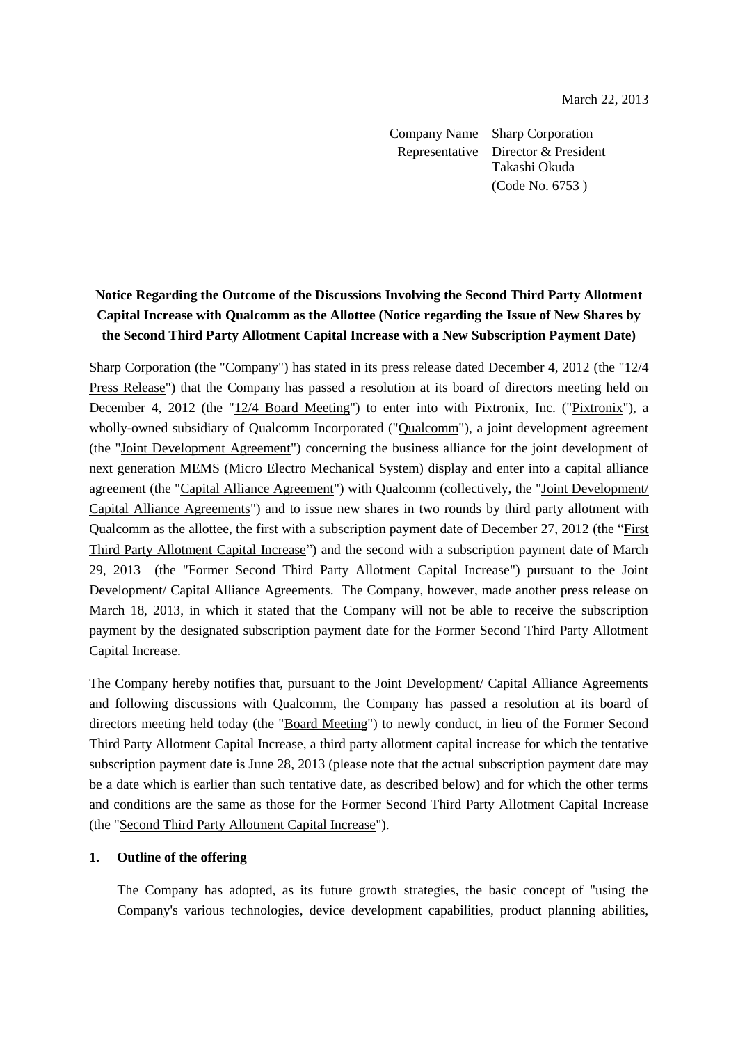March 22, 2013

Company Name Sharp Corporation
Representative Director & President
Takashi Okuda
(Code No. 6753 )

**Notice Regarding the Outcome of the Discussions Involving the Second Third Party Allotment Capital Increase with Qualcomm as the Allottee (Notice regarding the Issue of New Shares by the Second Third Party Allotment Capital Increase with a New Subscription Payment Date)**

Sharp Corporation (the "Company") has stated in its press release dated December 4, 2012 (the "12/4 Press Release") that the Company has passed a resolution at its board of directors meeting held on December 4, 2012 (the "12/4 Board Meeting") to enter into with Pixtronix, Inc. ("Pixtronix"), a wholly-owned subsidiary of Qualcomm Incorporated ("Qualcomm"), a joint development agreement (the "Joint Development Agreement") concerning the business alliance for the joint development of next generation MEMS (Micro Electro Mechanical System) display and enter into a capital alliance agreement (the "Capital Alliance Agreement") with Qualcomm (collectively, the "Joint Development/ Capital Alliance Agreements") and to issue new shares in two rounds by third party allotment with Qualcomm as the allottee, the first with a subscription payment date of December 27, 2012 (the "First Third Party Allotment Capital Increase") and the second with a subscription payment date of March 29, 2013 (the "Former Second Third Party Allotment Capital Increase") pursuant to the Joint Development/ Capital Alliance Agreements. The Company, however, made another press release on March 18, 2013, in which it stated that the Company will not be able to receive the subscription payment by the designated subscription payment date for the Former Second Third Party Allotment Capital Increase.

The Company hereby notifies that, pursuant to the Joint Development/ Capital Alliance Agreements and following discussions with Qualcomm, the Company has passed a resolution at its board of directors meeting held today (the "Board Meeting") to newly conduct, in lieu of the Former Second Third Party Allotment Capital Increase, a third party allotment capital increase for which the tentative subscription payment date is June 28, 2013 (please note that the actual subscription payment date may be a date which is earlier than such tentative date, as described below) and for which the other terms and conditions are the same as those for the Former Second Third Party Allotment Capital Increase (the "Second Third Party Allotment Capital Increase").

## 1. Outline of the offering

The Company has adopted, as its future growth strategies, the basic concept of "using the Company's various technologies, device development capabilities, product planning abilities,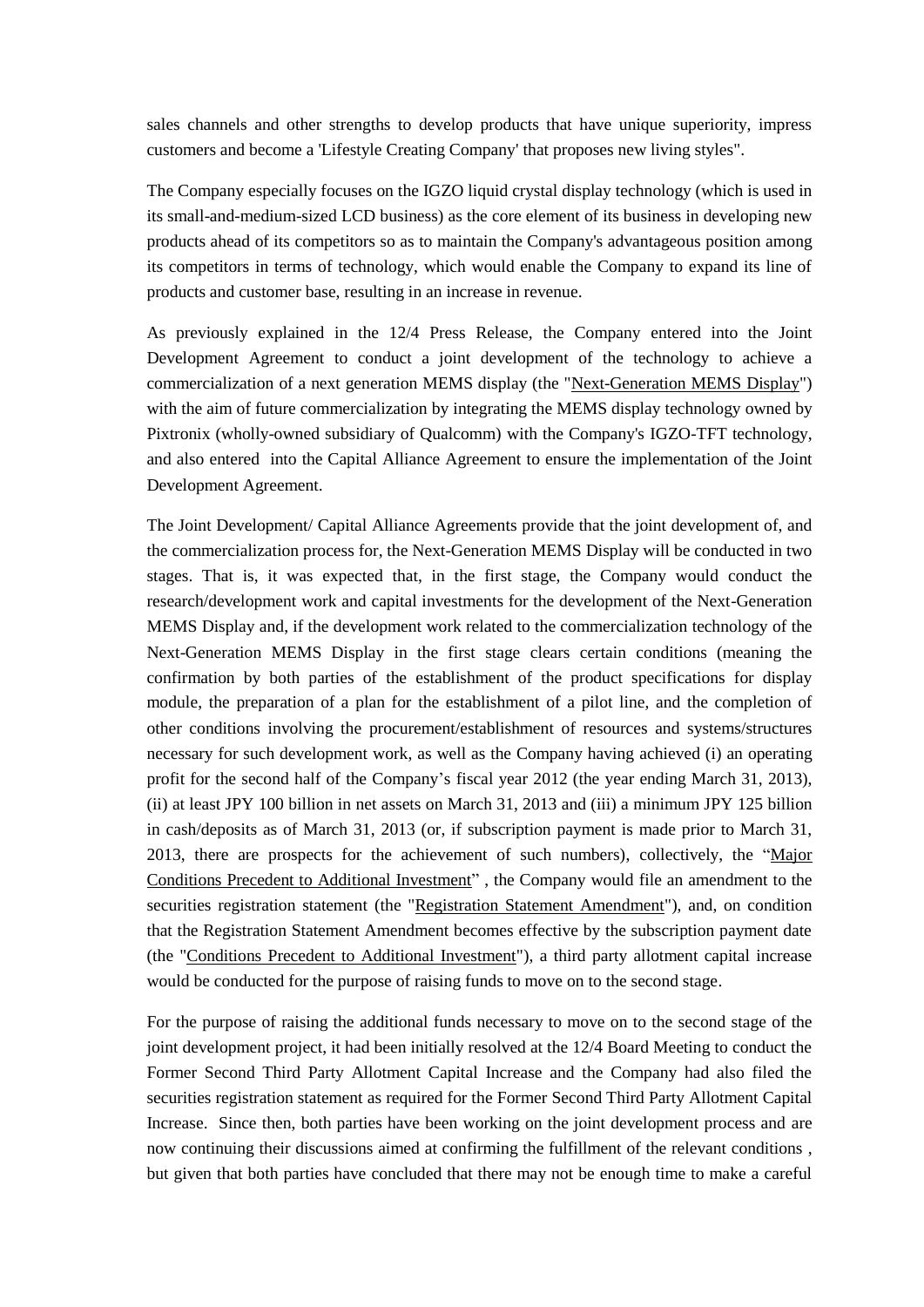sales channels and other strengths to develop products that have unique superiority, impress customers and become a 'Lifestyle Creating Company' that proposes new living styles".

The Company especially focuses on the IGZO liquid crystal display technology (which is used in its small-and-medium-sized LCD business) as the core element of its business in developing new products ahead of its competitors so as to maintain the Company's advantageous position among its competitors in terms of technology, which would enable the Company to expand its line of products and customer base, resulting in an increase in revenue.

As previously explained in the 12/4 Press Release, the Company entered into the Joint Development Agreement to conduct a joint development of the technology to achieve a commercialization of a next generation MEMS display (the "Next-Generation MEMS Display") with the aim of future commercialization by integrating the MEMS display technology owned by Pixtronix (wholly-owned subsidiary of Qualcomm) with the Company's IGZO-TFT technology, and also entered into the Capital Alliance Agreement to ensure the implementation of the Joint Development Agreement.

The Joint Development/ Capital Alliance Agreements provide that the joint development of, and the commercialization process for, the Next-Generation MEMS Display will be conducted in two stages. That is, it was expected that, in the first stage, the Company would conduct the research/development work and capital investments for the development of the Next-Generation MEMS Display and, if the development work related to the commercialization technology of the Next-Generation MEMS Display in the first stage clears certain conditions (meaning the confirmation by both parties of the establishment of the product specifications for display module, the preparation of a plan for the establishment of a pilot line, and the completion of other conditions involving the procurement/establishment of resources and systems/structures necessary for such development work, as well as the Company having achieved (i) an operating profit for the second half of the Company's fiscal year 2012 (the year ending March 31, 2013), (ii) at least JPY 100 billion in net assets on March 31, 2013 and (iii) a minimum JPY 125 billion in cash/deposits as of March 31, 2013 (or, if subscription payment is made prior to March 31, 2013, there are prospects for the achievement of such numbers), collectively, the "Major Conditions Precedent to Additional Investment" , the Company would file an amendment to the securities registration statement (the "Registration Statement Amendment"), and, on condition that the Registration Statement Amendment becomes effective by the subscription payment date (the "Conditions Precedent to Additional Investment"), a third party allotment capital increase would be conducted for the purpose of raising funds to move on to the second stage.

For the purpose of raising the additional funds necessary to move on to the second stage of the joint development project, it had been initially resolved at the 12/4 Board Meeting to conduct the Former Second Third Party Allotment Capital Increase and the Company had also filed the securities registration statement as required for the Former Second Third Party Allotment Capital Increase. Since then, both parties have been working on the joint development process and are now continuing their discussions aimed at confirming the fulfillment of the relevant conditions , but given that both parties have concluded that there may not be enough time to make a careful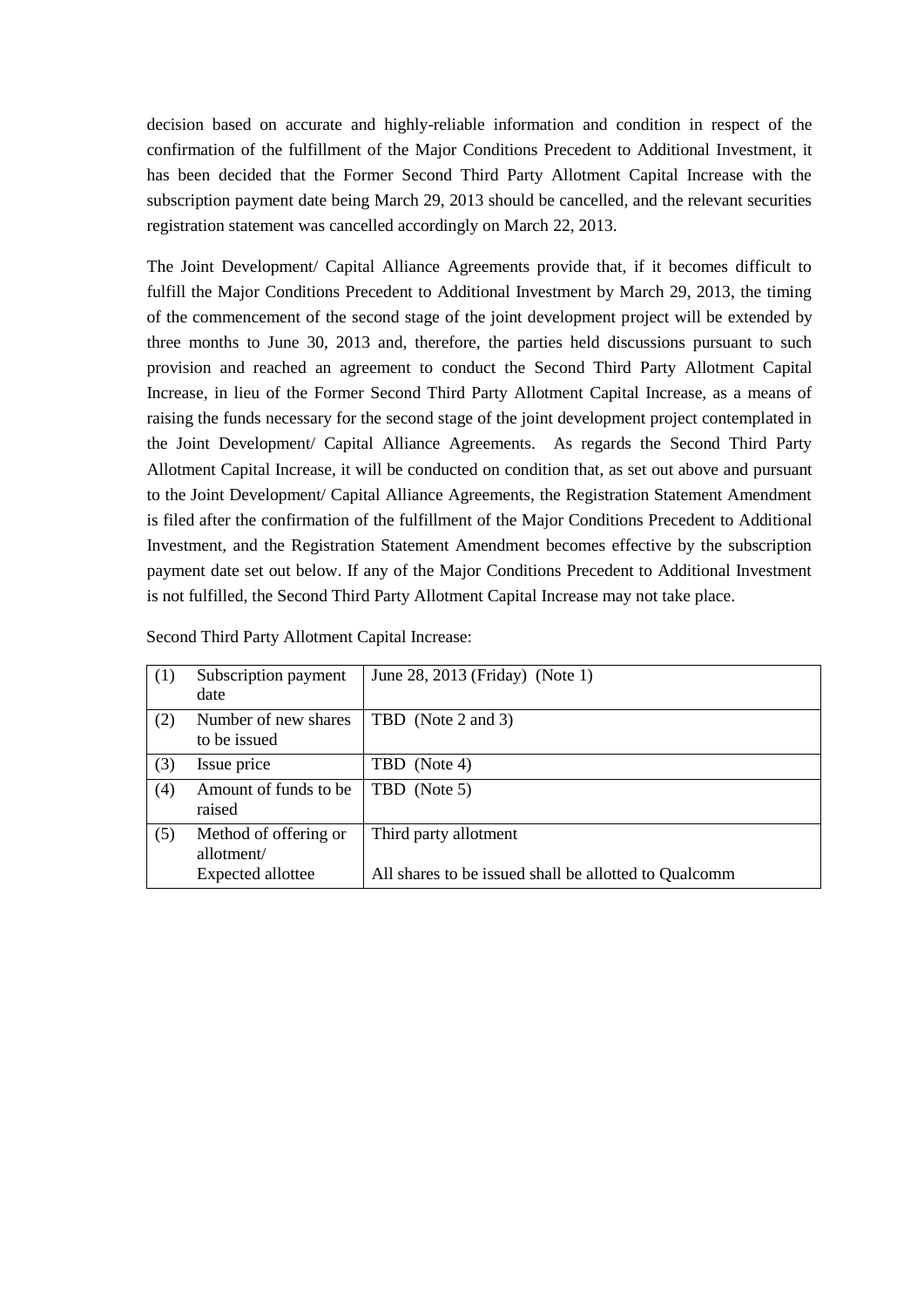decision based on accurate and highly-reliable information and condition in respect of the confirmation of the fulfillment of the Major Conditions Precedent to Additional Investment, it has been decided that the Former Second Third Party Allotment Capital Increase with the subscription payment date being March 29, 2013 should be cancelled, and the relevant securities registration statement was cancelled accordingly on March 22, 2013.

The Joint Development/ Capital Alliance Agreements provide that, if it becomes difficult to fulfill the Major Conditions Precedent to Additional Investment by March 29, 2013, the timing of the commencement of the second stage of the joint development project will be extended by three months to June 30, 2013 and, therefore, the parties held discussions pursuant to such provision and reached an agreement to conduct the Second Third Party Allotment Capital Increase, in lieu of the Former Second Third Party Allotment Capital Increase, as a means of raising the funds necessary for the second stage of the joint development project contemplated in the Joint Development/ Capital Alliance Agreements. As regards the Second Third Party Allotment Capital Increase, it will be conducted on condition that, as set out above and pursuant to the Joint Development/ Capital Alliance Agreements, the Registration Statement Amendment is filed after the confirmation of the fulfillment of the Major Conditions Precedent to Additional Investment, and the Registration Statement Amendment becomes effective by the subscription payment date set out below. If any of the Major Conditions Precedent to Additional Investment is not fulfilled, the Second Third Party Allotment Capital Increase may not take place.

Second Third Party Allotment Capital Increase:

| | | |
|---|---|---|
| (1) | Subscription payment date | June 28, 2013 (Friday) (Note 1) |
| (2) | Number of new shares to be issued | TBD (Note 2 and 3) |
| (3) | Issue price | TBD (Note 4) |
| (4) | Amount of funds to be raised | TBD (Note 5) |
| (5) | Method of offering or allotment/ Expected allottee | Third party allotment<br><br>All shares to be issued shall be allotted to Qualcomm |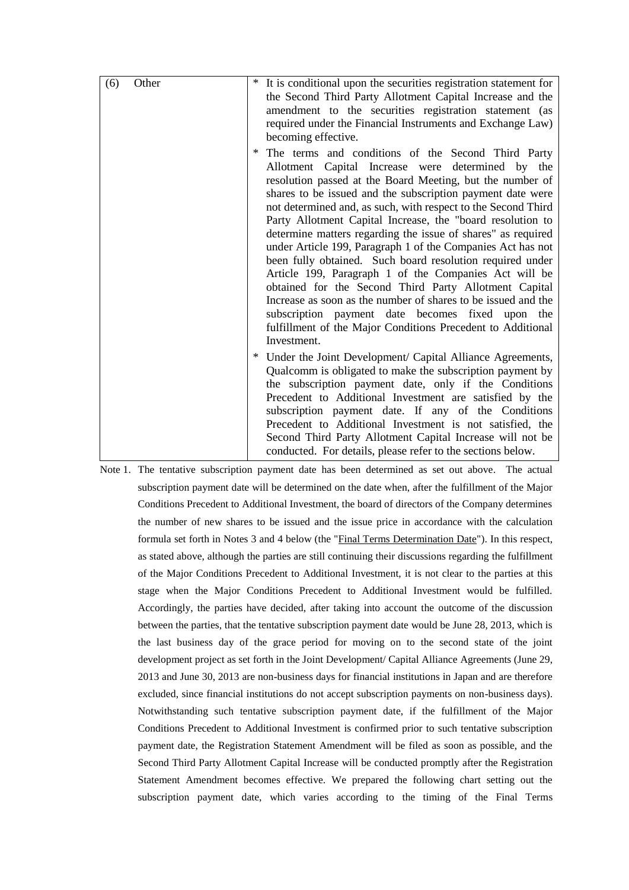| (6) Other | * It is conditional upon the securities registration statement for the Second Third Party Allotment Capital Increase and the amendment to the securities registration statement (as required under the Financial Instruments and Exchange Law) becoming effective.<br>* The terms and conditions of the Second Third Party Allotment Capital Increase were determined by the resolution passed at the Board Meeting, but the number of shares to be issued and the subscription payment date were not determined and, as such, with respect to the Second Third Party Allotment Capital Increase, the "board resolution to determine matters regarding the issue of shares" as required under Article 199, Paragraph 1 of the Companies Act has not been fully obtained. Such board resolution required under Article 199, Paragraph 1 of the Companies Act will be obtained for the Second Third Party Allotment Capital Increase as soon as the number of shares to be issued and the subscription payment date becomes fixed upon the fulfillment of the Major Conditions Precedent to Additional Investment.<br>* Under the Joint Development/ Capital Alliance Agreements, Qualcomm is obligated to make the subscription payment by the subscription payment date, only if the Conditions Precedent to Additional Investment are satisfied by the subscription payment date. If any of the Conditions Precedent to Additional Investment is not satisfied, the Second Third Party Allotment Capital Increase will not be conducted. For details, please refer to the sections below. |
|---|---|

Note 1. The tentative subscription payment date has been determined as set out above. The actual subscription payment date will be determined on the date when, after the fulfillment of the Major Conditions Precedent to Additional Investment, the board of directors of the Company determines the number of new shares to be issued and the issue price in accordance with the calculation formula set forth in Notes 3 and 4 below (the "Final Terms Determination Date"). In this respect, as stated above, although the parties are still continuing their discussions regarding the fulfillment of the Major Conditions Precedent to Additional Investment, it is not clear to the parties at this stage when the Major Conditions Precedent to Additional Investment would be fulfilled. Accordingly, the parties have decided, after taking into account the outcome of the discussion between the parties, that the tentative subscription payment date would be June 28, 2013, which is the last business day of the grace period for moving on to the second state of the joint development project as set forth in the Joint Development/ Capital Alliance Agreements (June 29, 2013 and June 30, 2013 are non-business days for financial institutions in Japan and are therefore excluded, since financial institutions do not accept subscription payments on non-business days). Notwithstanding such tentative subscription payment date, if the fulfillment of the Major Conditions Precedent to Additional Investment is confirmed prior to such tentative subscription payment date, the Registration Statement Amendment will be filed as soon as possible, and the Second Third Party Allotment Capital Increase will be conducted promptly after the Registration Statement Amendment becomes effective. We prepared the following chart setting out the subscription payment date, which varies according to the timing of the Final Terms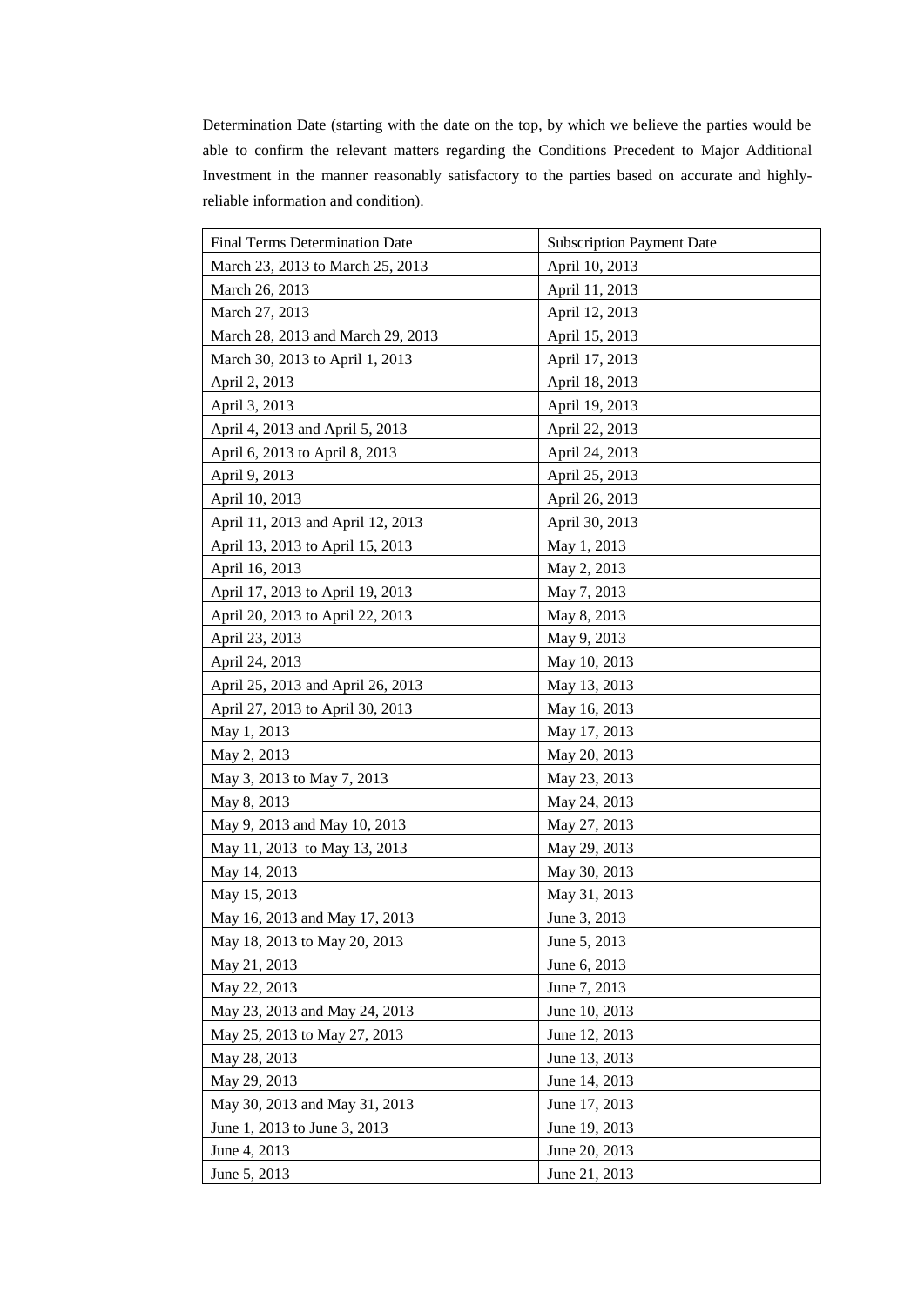Determination Date (starting with the date on the top, by which we believe the parties would be able to confirm the relevant matters regarding the Conditions Precedent to Major Additional Investment in the manner reasonably satisfactory to the parties based on accurate and highly-reliable information and condition).

| Final Terms Determination Date | Subscription Payment Date |
|---|---|
| March 23, 2013 to March 25, 2013 | April 10, 2013 |
| March 26, 2013 | April 11, 2013 |
| March 27, 2013 | April 12, 2013 |
| March 28, 2013 and March 29, 2013 | April 15, 2013 |
| March 30, 2013 to April 1, 2013 | April 17, 2013 |
| April 2, 2013 | April 18, 2013 |
| April 3, 2013 | April 19, 2013 |
| April 4, 2013 and April 5, 2013 | April 22, 2013 |
| April 6, 2013 to April 8, 2013 | April 24, 2013 |
| April 9, 2013 | April 25, 2013 |
| April 10, 2013 | April 26, 2013 |
| April 11, 2013 and April 12, 2013 | April 30, 2013 |
| April 13, 2013 to April 15, 2013 | May 1, 2013 |
| April 16, 2013 | May 2, 2013 |
| April 17, 2013 to April 19, 2013 | May 7, 2013 |
| April 20, 2013 to April 22, 2013 | May 8, 2013 |
| April 23, 2013 | May 9, 2013 |
| April 24, 2013 | May 10, 2013 |
| April 25, 2013 and April 26, 2013 | May 13, 2013 |
| April 27, 2013 to April 30, 2013 | May 16, 2013 |
| May 1, 2013 | May 17, 2013 |
| May 2, 2013 | May 20, 2013 |
| May 3, 2013 to May 7, 2013 | May 23, 2013 |
| May 8, 2013 | May 24, 2013 |
| May 9, 2013 and May 10, 2013 | May 27, 2013 |
| May 11, 2013 to May 13, 2013 | May 29, 2013 |
| May 14, 2013 | May 30, 2013 |
| May 15, 2013 | May 31, 2013 |
| May 16, 2013 and May 17, 2013 | June 3, 2013 |
| May 18, 2013 to May 20, 2013 | June 5, 2013 |
| May 21, 2013 | June 6, 2013 |
| May 22, 2013 | June 7, 2013 |
| May 23, 2013 and May 24, 2013 | June 10, 2013 |
| May 25, 2013 to May 27, 2013 | June 12, 2013 |
| May 28, 2013 | June 13, 2013 |
| May 29, 2013 | June 14, 2013 |
| May 30, 2013 and May 31, 2013 | June 17, 2013 |
| June 1, 2013 to June 3, 2013 | June 19, 2013 |
| June 4, 2013 | June 20, 2013 |
| June 5, 2013 | June 21, 2013 |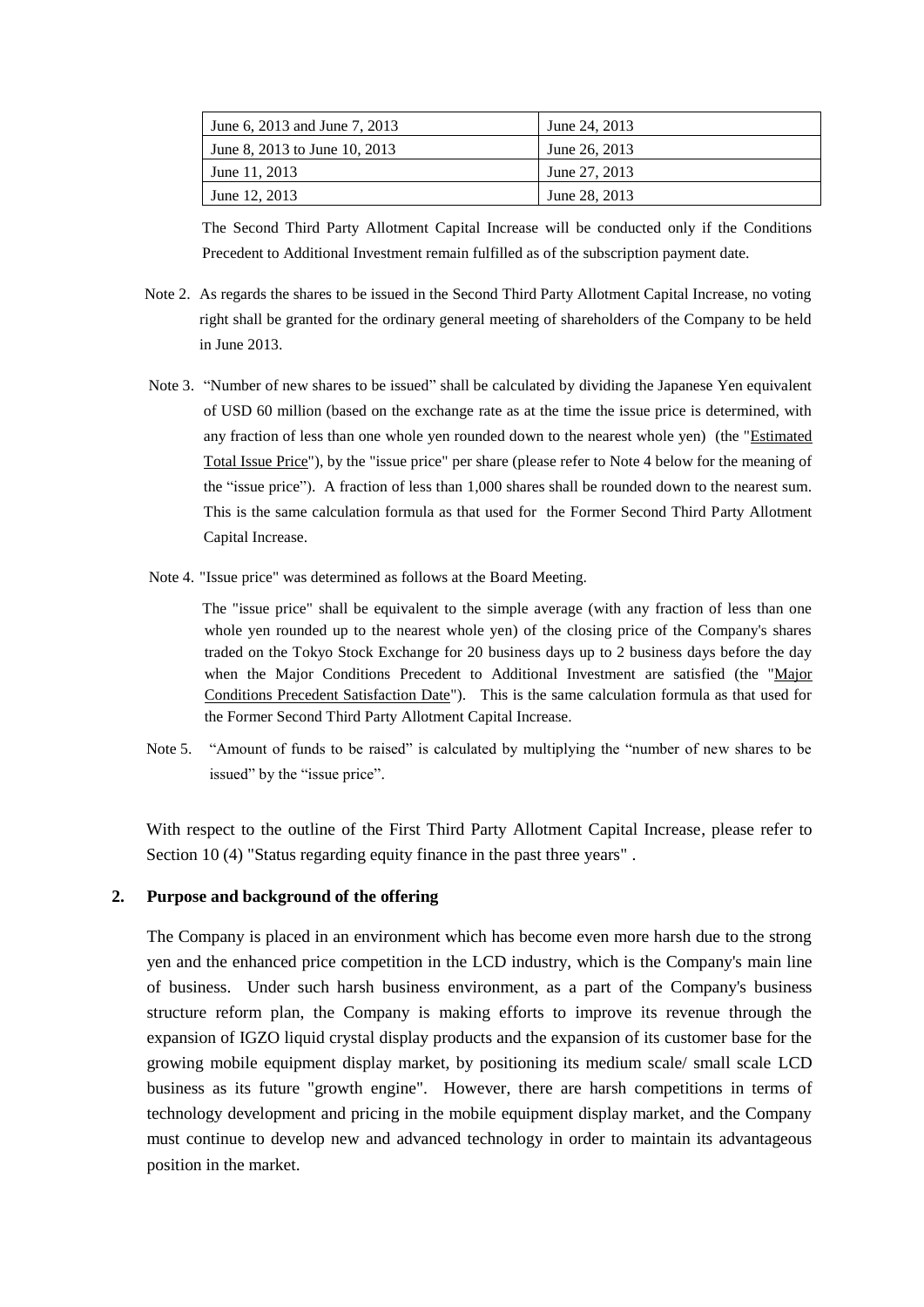| June 6, 2013 and June 7, 2013 | June 24, 2013 |
|---|---|
| June 8, 2013 to June 10, 2013 | June 26, 2013 |
| June 11, 2013 | June 27, 2013 |
| June 12, 2013 | June 28, 2013 |

The Second Third Party Allotment Capital Increase will be conducted only if the Conditions Precedent to Additional Investment remain fulfilled as of the subscription payment date.

Note 2. As regards the shares to be issued in the Second Third Party Allotment Capital Increase, no voting right shall be granted for the ordinary general meeting of shareholders of the Company to be held in June 2013.

Note 3. "Number of new shares to be issued" shall be calculated by dividing the Japanese Yen equivalent of USD 60 million (based on the exchange rate as at the time the issue price is determined, with any fraction of less than one whole yen rounded down to the nearest whole yen) (the "Estimated Total Issue Price"), by the "issue price" per share (please refer to Note 4 below for the meaning of the "issue price"). A fraction of less than 1,000 shares shall be rounded down to the nearest sum. This is the same calculation formula as that used for the Former Second Third Party Allotment Capital Increase.

Note 4. "Issue price" was determined as follows at the Board Meeting.

The "issue price" shall be equivalent to the simple average (with any fraction of less than one whole yen rounded up to the nearest whole yen) of the closing price of the Company's shares traded on the Tokyo Stock Exchange for 20 business days up to 2 business days before the day when the Major Conditions Precedent to Additional Investment are satisfied (the "Major Conditions Precedent Satisfaction Date"). This is the same calculation formula as that used for the Former Second Third Party Allotment Capital Increase.

Note 5. "Amount of funds to be raised" is calculated by multiplying the "number of new shares to be issued" by the "issue price".

With respect to the outline of the First Third Party Allotment Capital Increase, please refer to Section 10 (4) "Status regarding equity finance in the past three years" .

## 2. Purpose and background of the offering

The Company is placed in an environment which has become even more harsh due to the strong yen and the enhanced price competition in the LCD industry, which is the Company's main line of business. Under such harsh business environment, as a part of the Company's business structure reform plan, the Company is making efforts to improve its revenue through the expansion of IGZO liquid crystal display products and the expansion of its customer base for the growing mobile equipment display market, by positioning its medium scale/ small scale LCD business as its future "growth engine". However, there are harsh competitions in terms of technology development and pricing in the mobile equipment display market, and the Company must continue to develop new and advanced technology in order to maintain its advantageous position in the market.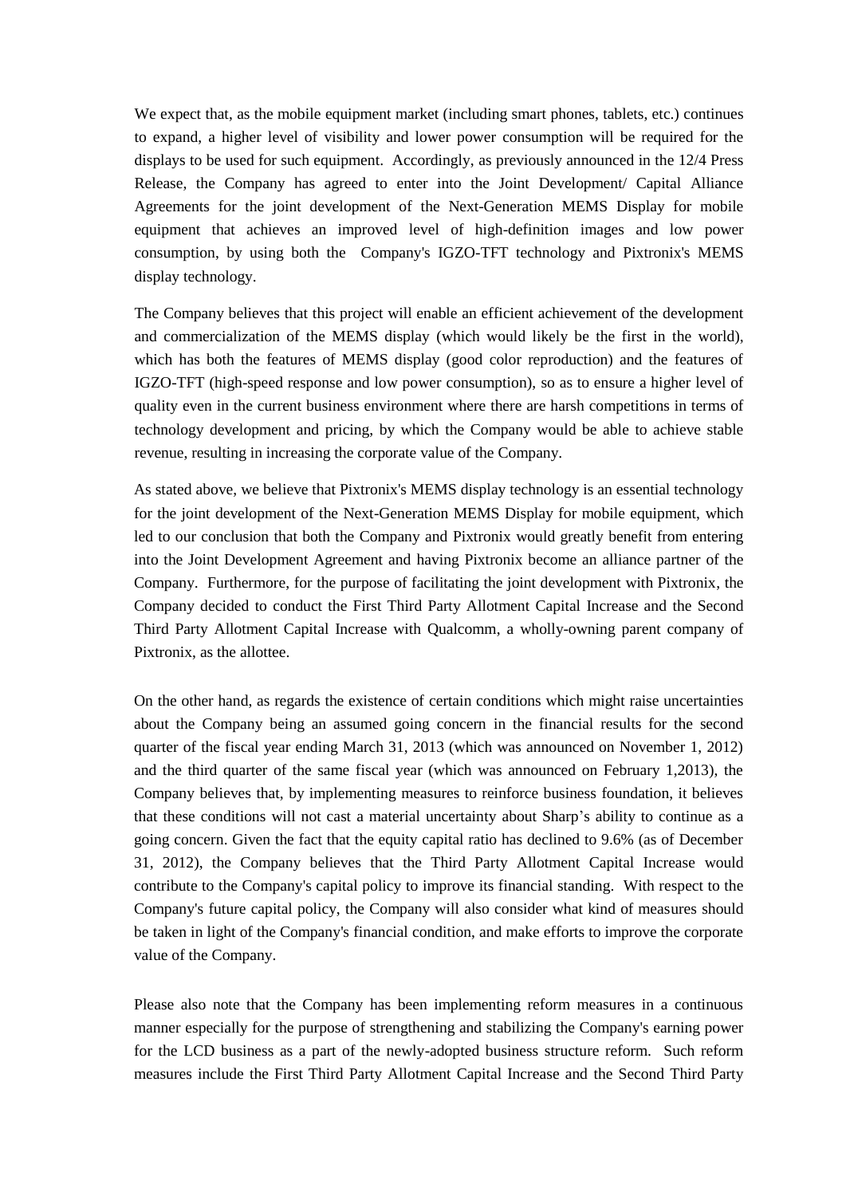We expect that, as the mobile equipment market (including smart phones, tablets, etc.) continues to expand, a higher level of visibility and lower power consumption will be required for the displays to be used for such equipment. Accordingly, as previously announced in the 12/4 Press Release, the Company has agreed to enter into the Joint Development/ Capital Alliance Agreements for the joint development of the Next-Generation MEMS Display for mobile equipment that achieves an improved level of high-definition images and low power consumption, by using both the Company's IGZO-TFT technology and Pixtronix's MEMS display technology.

The Company believes that this project will enable an efficient achievement of the development and commercialization of the MEMS display (which would likely be the first in the world), which has both the features of MEMS display (good color reproduction) and the features of IGZO-TFT (high-speed response and low power consumption), so as to ensure a higher level of quality even in the current business environment where there are harsh competitions in terms of technology development and pricing, by which the Company would be able to achieve stable revenue, resulting in increasing the corporate value of the Company.

As stated above, we believe that Pixtronix's MEMS display technology is an essential technology for the joint development of the Next-Generation MEMS Display for mobile equipment, which led to our conclusion that both the Company and Pixtronix would greatly benefit from entering into the Joint Development Agreement and having Pixtronix become an alliance partner of the Company. Furthermore, for the purpose of facilitating the joint development with Pixtronix, the Company decided to conduct the First Third Party Allotment Capital Increase and the Second Third Party Allotment Capital Increase with Qualcomm, a wholly-owning parent company of Pixtronix, as the allottee.

On the other hand, as regards the existence of certain conditions which might raise uncertainties about the Company being an assumed going concern in the financial results for the second quarter of the fiscal year ending March 31, 2013 (which was announced on November 1, 2012) and the third quarter of the same fiscal year (which was announced on February 1,2013), the Company believes that, by implementing measures to reinforce business foundation, it believes that these conditions will not cast a material uncertainty about Sharp's ability to continue as a going concern. Given the fact that the equity capital ratio has declined to 9.6% (as of December 31, 2012), the Company believes that the Third Party Allotment Capital Increase would contribute to the Company's capital policy to improve its financial standing. With respect to the Company's future capital policy, the Company will also consider what kind of measures should be taken in light of the Company's financial condition, and make efforts to improve the corporate value of the Company.

Please also note that the Company has been implementing reform measures in a continuous manner especially for the purpose of strengthening and stabilizing the Company's earning power for the LCD business as a part of the newly-adopted business structure reform. Such reform measures include the First Third Party Allotment Capital Increase and the Second Third Party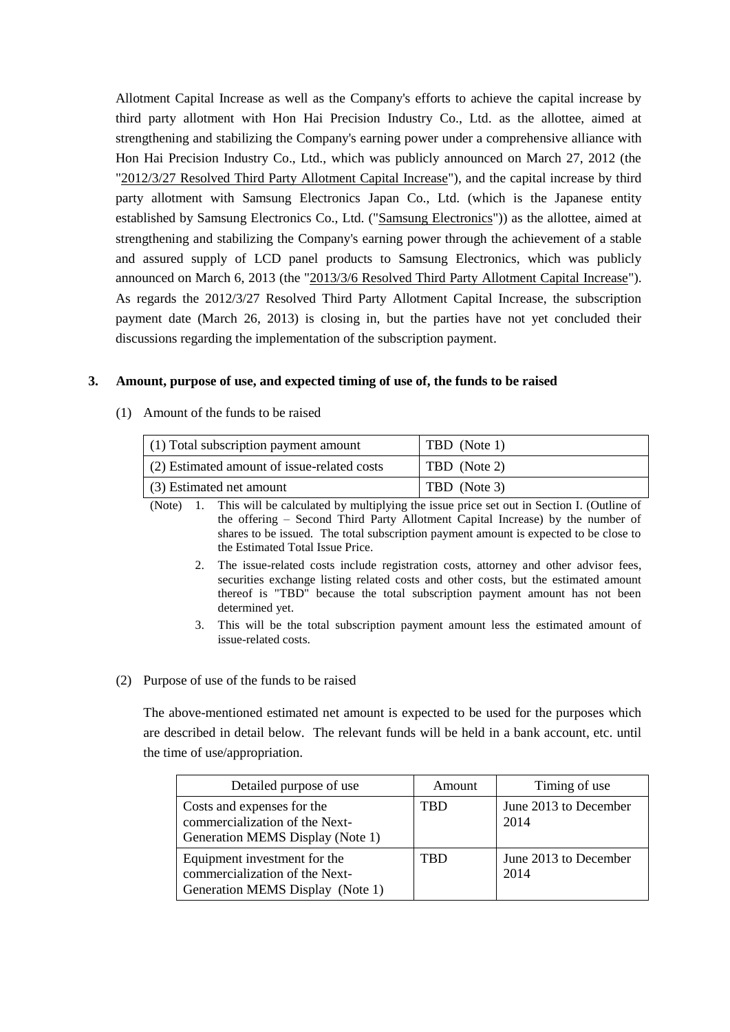Allotment Capital Increase as well as the Company's efforts to achieve the capital increase by third party allotment with Hon Hai Precision Industry Co., Ltd. as the allottee, aimed at strengthening and stabilizing the Company's earning power under a comprehensive alliance with Hon Hai Precision Industry Co., Ltd., which was publicly announced on March 27, 2012 (the "2012/3/27 Resolved Third Party Allotment Capital Increase"), and the capital increase by third party allotment with Samsung Electronics Japan Co., Ltd. (which is the Japanese entity established by Samsung Electronics Co., Ltd. ("Samsung Electronics")) as the allottee, aimed at strengthening and stabilizing the Company's earning power through the achievement of a stable and assured supply of LCD panel products to Samsung Electronics, which was publicly announced on March 6, 2013 (the "2013/3/6 Resolved Third Party Allotment Capital Increase"). As regards the 2012/3/27 Resolved Third Party Allotment Capital Increase, the subscription payment date (March 26, 2013) is closing in, but the parties have not yet concluded their discussions regarding the implementation of the subscription payment.

## 3. Amount, purpose of use, and expected timing of use of, the funds to be raised

(1) Amount of the funds to be raised

| (1) Total subscription payment amount | TBD (Note 1) |
|---|---|
| (2) Estimated amount of issue-related costs | TBD (Note 2) |
| (3) Estimated net amount | TBD (Note 3) |

(Note) 1. This will be calculated by multiplying the issue price set out in Section I. (Outline of the offering – Second Third Party Allotment Capital Increase) by the number of shares to be issued. The total subscription payment amount is expected to be close to the Estimated Total Issue Price.

2. The issue-related costs include registration costs, attorney and other advisor fees, securities exchange listing related costs and other costs, but the estimated amount thereof is "TBD" because the total subscription payment amount has not been determined yet.

3. This will be the total subscription payment amount less the estimated amount of issue-related costs.

(2) Purpose of use of the funds to be raised

The above-mentioned estimated net amount is expected to be used for the purposes which are described in detail below. The relevant funds will be held in a bank account, etc. until the time of use/appropriation.

| Detailed purpose of use | Amount | Timing of use |
|---|---|---|
| Costs and expenses for the commercialization of the Next-Generation MEMS Display (Note 1) | TBD | June 2013 to December 2014 |
| Equipment investment for the commercialization of the Next-Generation MEMS Display (Note 1) | TBD | June 2013 to December 2014 |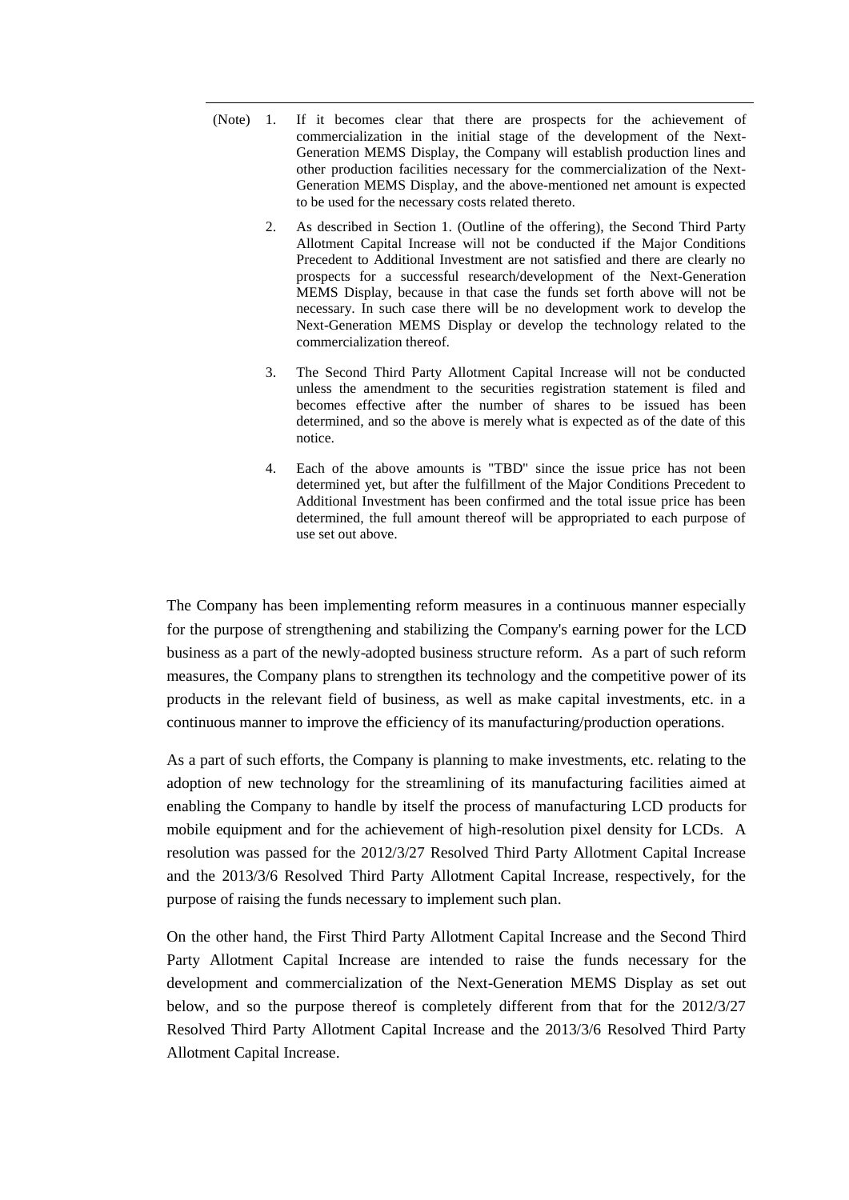(Note) 1. If it becomes clear that there are prospects for the achievement of commercialization in the initial stage of the development of the Next-Generation MEMS Display, the Company will establish production lines and other production facilities necessary for the commercialization of the Next-Generation MEMS Display, and the above-mentioned net amount is expected to be used for the necessary costs related thereto.

2. As described in Section 1. (Outline of the offering), the Second Third Party Allotment Capital Increase will not be conducted if the Major Conditions Precedent to Additional Investment are not satisfied and there are clearly no prospects for a successful research/development of the Next-Generation MEMS Display, because in that case the funds set forth above will not be necessary. In such case there will be no development work to develop the Next-Generation MEMS Display or develop the technology related to the commercialization thereof.

3. The Second Third Party Allotment Capital Increase will not be conducted unless the amendment to the securities registration statement is filed and becomes effective after the number of shares to be issued has been determined, and so the above is merely what is expected as of the date of this notice.

4. Each of the above amounts is "TBD" since the issue price has not been determined yet, but after the fulfillment of the Major Conditions Precedent to Additional Investment has been confirmed and the total issue price has been determined, the full amount thereof will be appropriated to each purpose of use set out above.

The Company has been implementing reform measures in a continuous manner especially for the purpose of strengthening and stabilizing the Company's earning power for the LCD business as a part of the newly-adopted business structure reform. As a part of such reform measures, the Company plans to strengthen its technology and the competitive power of its products in the relevant field of business, as well as make capital investments, etc. in a continuous manner to improve the efficiency of its manufacturing/production operations.

As a part of such efforts, the Company is planning to make investments, etc. relating to the adoption of new technology for the streamlining of its manufacturing facilities aimed at enabling the Company to handle by itself the process of manufacturing LCD products for mobile equipment and for the achievement of high-resolution pixel density for LCDs. A resolution was passed for the 2012/3/27 Resolved Third Party Allotment Capital Increase and the 2013/3/6 Resolved Third Party Allotment Capital Increase, respectively, for the purpose of raising the funds necessary to implement such plan.

On the other hand, the First Third Party Allotment Capital Increase and the Second Third Party Allotment Capital Increase are intended to raise the funds necessary for the development and commercialization of the Next-Generation MEMS Display as set out below, and so the purpose thereof is completely different from that for the 2012/3/27 Resolved Third Party Allotment Capital Increase and the 2013/3/6 Resolved Third Party Allotment Capital Increase.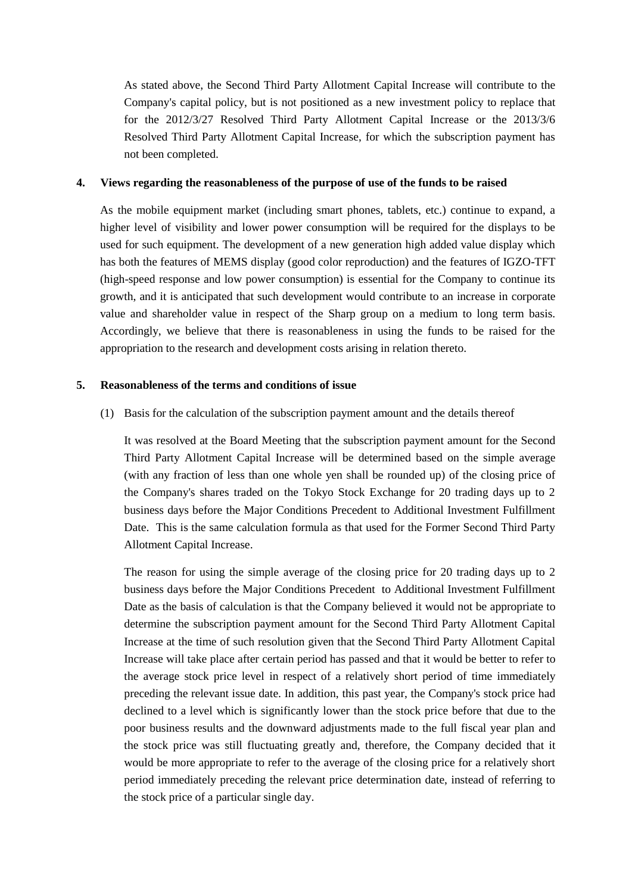As stated above, the Second Third Party Allotment Capital Increase will contribute to the Company's capital policy, but is not positioned as a new investment policy to replace that for the 2012/3/27 Resolved Third Party Allotment Capital Increase or the 2013/3/6 Resolved Third Party Allotment Capital Increase, for which the subscription payment has not been completed.

## 4. Views regarding the reasonableness of the purpose of use of the funds to be raised

As the mobile equipment market (including smart phones, tablets, etc.) continue to expand, a higher level of visibility and lower power consumption will be required for the displays to be used for such equipment. The development of a new generation high added value display which has both the features of MEMS display (good color reproduction) and the features of IGZO-TFT (high-speed response and low power consumption) is essential for the Company to continue its growth, and it is anticipated that such development would contribute to an increase in corporate value and shareholder value in respect of the Sharp group on a medium to long term basis. Accordingly, we believe that there is reasonableness in using the funds to be raised for the appropriation to the research and development costs arising in relation thereto.

## 5. Reasonableness of the terms and conditions of issue

(1) Basis for the calculation of the subscription payment amount and the details thereof

It was resolved at the Board Meeting that the subscription payment amount for the Second Third Party Allotment Capital Increase will be determined based on the simple average (with any fraction of less than one whole yen shall be rounded up) of the closing price of the Company's shares traded on the Tokyo Stock Exchange for 20 trading days up to 2 business days before the Major Conditions Precedent to Additional Investment Fulfillment Date. This is the same calculation formula as that used for the Former Second Third Party Allotment Capital Increase.

The reason for using the simple average of the closing price for 20 trading days up to 2 business days before the Major Conditions Precedent to Additional Investment Fulfillment Date as the basis of calculation is that the Company believed it would not be appropriate to determine the subscription payment amount for the Second Third Party Allotment Capital Increase at the time of such resolution given that the Second Third Party Allotment Capital Increase will take place after certain period has passed and that it would be better to refer to the average stock price level in respect of a relatively short period of time immediately preceding the relevant issue date. In addition, this past year, the Company's stock price had declined to a level which is significantly lower than the stock price before that due to the poor business results and the downward adjustments made to the full fiscal year plan and the stock price was still fluctuating greatly and, therefore, the Company decided that it would be more appropriate to refer to the average of the closing price for a relatively short period immediately preceding the relevant price determination date, instead of referring to the stock price of a particular single day.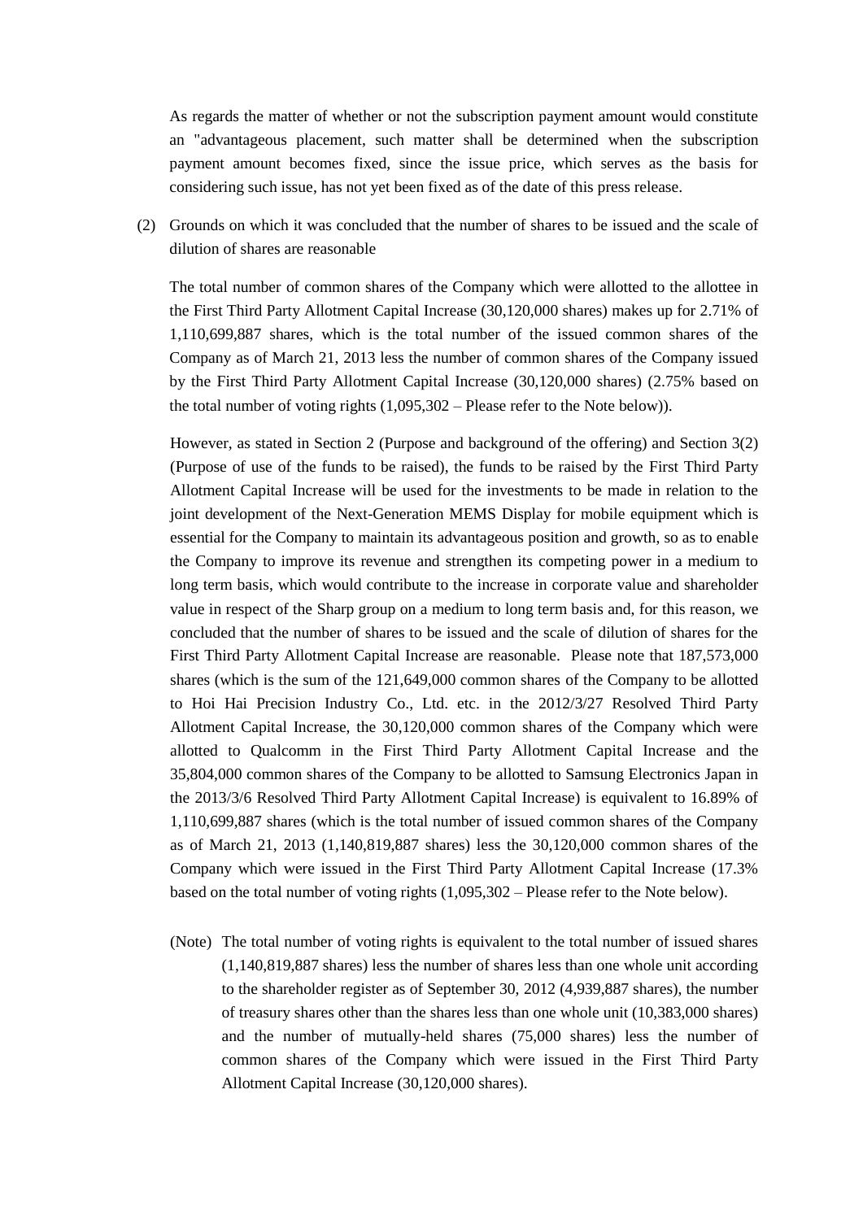As regards the matter of whether or not the subscription payment amount would constitute an "advantageous placement, such matter shall be determined when the subscription payment amount becomes fixed, since the issue price, which serves as the basis for considering such issue, has not yet been fixed as of the date of this press release.

(2) Grounds on which it was concluded that the number of shares to be issued and the scale of dilution of shares are reasonable

The total number of common shares of the Company which were allotted to the allottee in the First Third Party Allotment Capital Increase (30,120,000 shares) makes up for 2.71% of 1,110,699,887 shares, which is the total number of the issued common shares of the Company as of March 21, 2013 less the number of common shares of the Company issued by the First Third Party Allotment Capital Increase (30,120,000 shares) (2.75% based on the total number of voting rights (1,095,302 – Please refer to the Note below)).

However, as stated in Section 2 (Purpose and background of the offering) and Section 3(2) (Purpose of use of the funds to be raised), the funds to be raised by the First Third Party Allotment Capital Increase will be used for the investments to be made in relation to the joint development of the Next-Generation MEMS Display for mobile equipment which is essential for the Company to maintain its advantageous position and growth, so as to enable the Company to improve its revenue and strengthen its competing power in a medium to long term basis, which would contribute to the increase in corporate value and shareholder value in respect of the Sharp group on a medium to long term basis and, for this reason, we concluded that the number of shares to be issued and the scale of dilution of shares for the First Third Party Allotment Capital Increase are reasonable. Please note that 187,573,000 shares (which is the sum of the 121,649,000 common shares of the Company to be allotted to Hoi Hai Precision Industry Co., Ltd. etc. in the 2012/3/27 Resolved Third Party Allotment Capital Increase, the 30,120,000 common shares of the Company which were allotted to Qualcomm in the First Third Party Allotment Capital Increase and the 35,804,000 common shares of the Company to be allotted to Samsung Electronics Japan in the 2013/3/6 Resolved Third Party Allotment Capital Increase) is equivalent to 16.89% of 1,110,699,887 shares (which is the total number of issued common shares of the Company as of March 21, 2013 (1,140,819,887 shares) less the 30,120,000 common shares of the Company which were issued in the First Third Party Allotment Capital Increase (17.3% based on the total number of voting rights (1,095,302 – Please refer to the Note below).

(Note) The total number of voting rights is equivalent to the total number of issued shares (1,140,819,887 shares) less the number of shares less than one whole unit according to the shareholder register as of September 30, 2012 (4,939,887 shares), the number of treasury shares other than the shares less than one whole unit (10,383,000 shares) and the number of mutually-held shares (75,000 shares) less the number of common shares of the Company which were issued in the First Third Party Allotment Capital Increase (30,120,000 shares).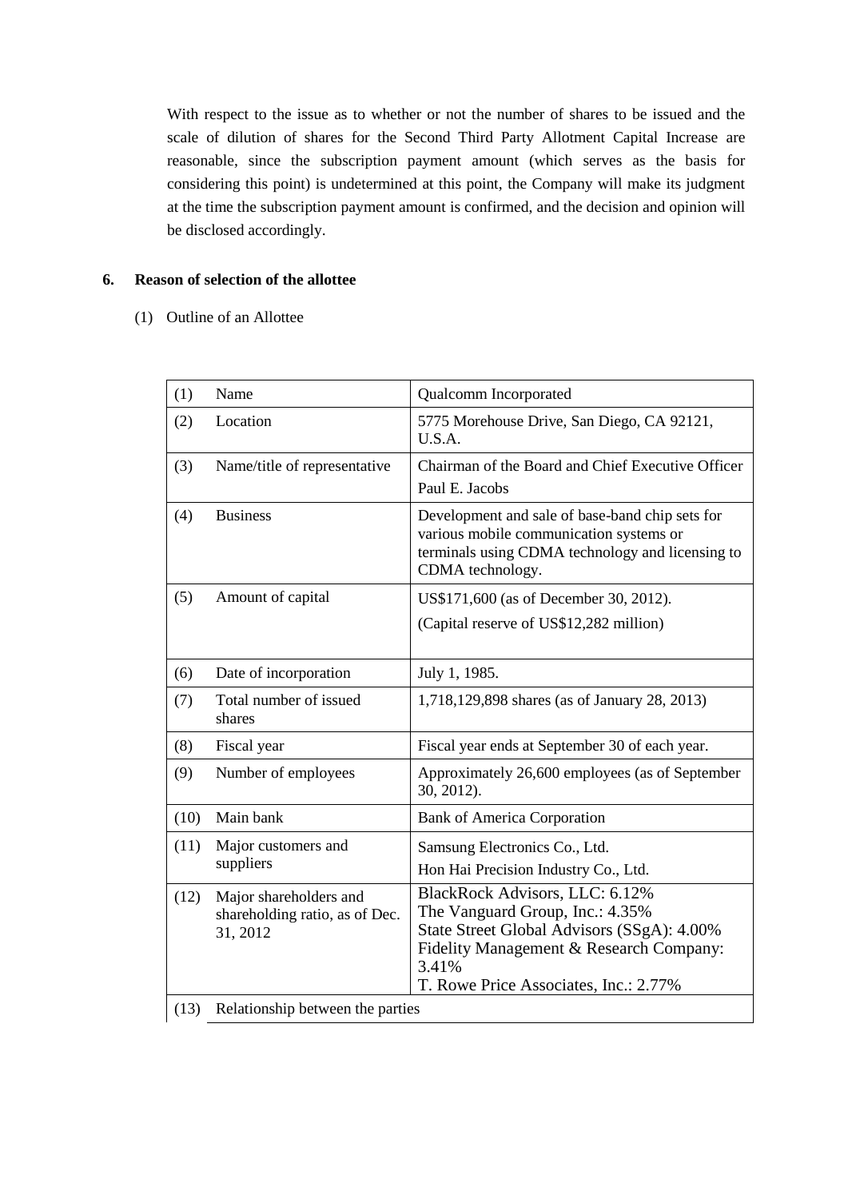With respect to the issue as to whether or not the number of shares to be issued and the scale of dilution of shares for the Second Third Party Allotment Capital Increase are reasonable, since the subscription payment amount (which serves as the basis for considering this point) is undetermined at this point, the Company will make its judgment at the time the subscription payment amount is confirmed, and the decision and opinion will be disclosed accordingly.

## 6. Reason of selection of the allottee

(1) Outline of an Allottee

| | | |
|---|---|---|
| (1) | Name | Qualcomm Incorporated |
| (2) | Location | 5775 Morehouse Drive, San Diego, CA 92121, U.S.A. |
| (3) | Name/title of representative | Chairman of the Board and Chief Executive Officer<br>Paul E. Jacobs |
| (4) | Business | Development and sale of base-band chip sets for various mobile communication systems or terminals using CDMA technology and licensing to CDMA technology. |
| (5) | Amount of capital | US$171,600 (as of December 30, 2012).<br>(Capital reserve of US$12,282 million) |
| (6) | Date of incorporation | July 1, 1985. |
| (7) | Total number of issued shares | 1,718,129,898 shares (as of January 28, 2013) |
| (8) | Fiscal year | Fiscal year ends at September 30 of each year. |
| (9) | Number of employees | Approximately 26,600 employees (as of September 30, 2012). |
| (10) | Main bank | Bank of America Corporation |
| (11) | Major customers and suppliers | Samsung Electronics Co., Ltd.<br>Hon Hai Precision Industry Co., Ltd. |
| (12) | Major shareholders and shareholding ratio, as of Dec. 31, 2012 | BlackRock Advisors, LLC: 6.12%<br>The Vanguard Group, Inc.: 4.35%<br>State Street Global Advisors (SSgA): 4.00%<br>Fidelity Management & Research Company: 3.41%<br>T. Rowe Price Associates, Inc.: 2.77% |
| (13) | Relationship between the parties | |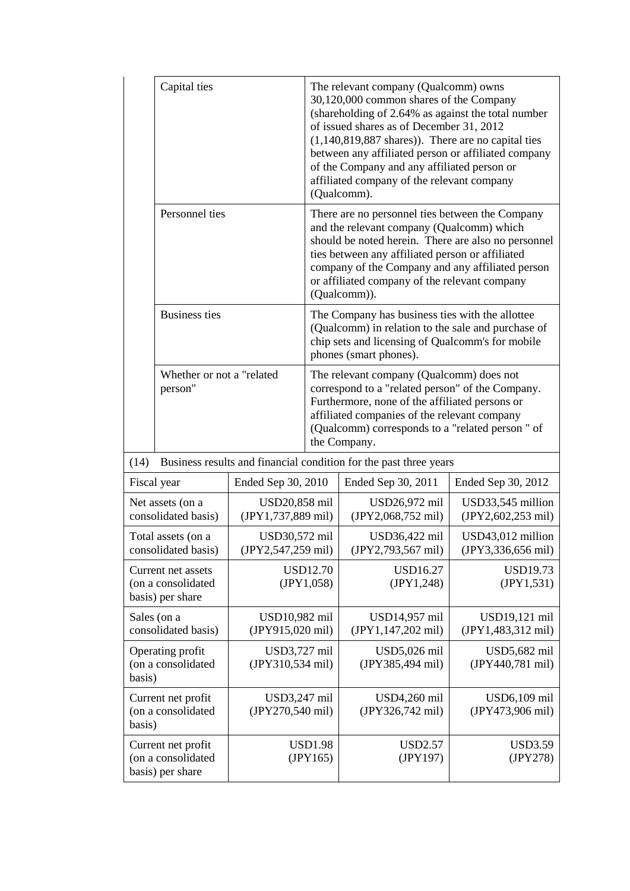| | |
|---|---|
| Capital ties | The relevant company (Qualcomm) owns 30,120,000 common shares of the Company (shareholding of 2.64% as against the total number of issued shares as of December 31, 2012 (1,140,819,887 shares)). There are no capital ties between any affiliated person or affiliated company of the Company and any affiliated person or affiliated company of the relevant company (Qualcomm). |
| Personnel ties | There are no personnel ties between the Company and the relevant company (Qualcomm) which should be noted herein. There are also no personnel ties between any affiliated person or affiliated company of the Company and any affiliated person or affiliated company of the relevant company (Qualcomm)). |
| Business ties | The Company has business ties with the allottee (Qualcomm) in relation to the sale and purchase of chip sets and licensing of Qualcomm's for mobile phones (smart phones). |
| Whether or not a "related person" | The relevant company (Qualcomm) does not correspond to a "related person" of the Company. Furthermore, none of the affiliated persons or affiliated companies of the relevant company (Qualcomm) corresponds to a "related person " of the Company. |

(14) Business results and financial condition for the past three years

| Fiscal year | Ended Sep 30, 2010 | Ended Sep 30, 2011 | Ended Sep 30, 2012 |
|---|---|---|---|
| Net assets (on a consolidated basis) | USD20,858 mil (JPY1,737,889 mil) | USD26,972 mil (JPY2,068,752 mil) | USD33,545 million (JPY2,602,253 mil) |
| Total assets (on a consolidated basis) | USD30,572 mil (JPY2,547,259 mil) | USD36,422 mil (JPY2,793,567 mil) | USD43,012 million (JPY3,336,656 mil) |
| Current net assets (on a consolidated basis) per share | USD12.70 (JPY1,058) | USD16.27 (JPY1,248) | USD19.73 (JPY1,531) |
| Sales (on a consolidated basis) | USD10,982 mil (JPY915,020 mil) | USD14,957 mil (JPY1,147,202 mil) | USD19,121 mil (JPY1,483,312 mil) |
| Operating profit (on a consolidated basis) | USD3,727 mil (JPY310,534 mil) | USD5,026 mil (JPY385,494 mil) | USD5,682 mil (JPY440,781 mil) |
| Current net profit (on a consolidated basis) | USD3,247 mil (JPY270,540 mil) | USD4,260 mil (JPY326,742 mil) | USD6,109 mil (JPY473,906 mil) |
| Current net profit (on a consolidated basis) per share | USD1.98 (JPY165) | USD2.57 (JPY197) | USD3.59 (JPY278) |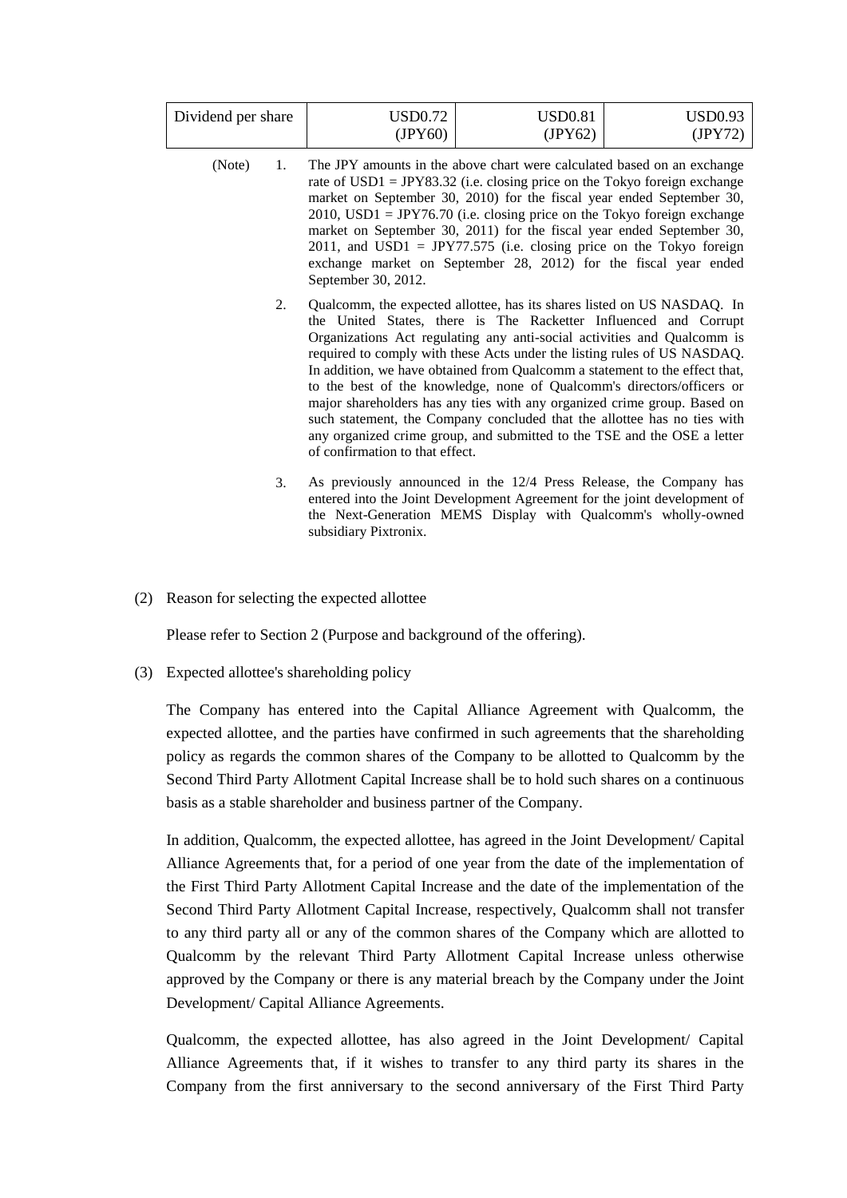| Dividend per share | USD0.72 (JPY60) | USD0.81 (JPY62) | USD0.93 (JPY72) |
|---|---|---|---|

(Note)

1. The JPY amounts in the above chart were calculated based on an exchange rate of USD1 = JPY83.32 (i.e. closing price on the Tokyo foreign exchange market on September 30, 2010) for the fiscal year ended September 30, 2010, USD1 = JPY76.70 (i.e. closing price on the Tokyo foreign exchange market on September 30, 2011) for the fiscal year ended September 30, 2011, and USD1 = JPY77.575 (i.e. closing price on the Tokyo foreign exchange market on September 28, 2012) for the fiscal year ended September 30, 2012.

2. Qualcomm, the expected allottee, has its shares listed on US NASDAQ. In the United States, there is The Racketter Influenced and Corrupt Organizations Act regulating any anti-social activities and Qualcomm is required to comply with these Acts under the listing rules of US NASDAQ. In addition, we have obtained from Qualcomm a statement to the effect that, to the best of the knowledge, none of Qualcomm's directors/officers or major shareholders has any ties with any organized crime group. Based on such statement, the Company concluded that the allottee has no ties with any organized crime group, and submitted to the TSE and the OSE a letter of confirmation to that effect.

3. As previously announced in the 12/4 Press Release, the Company has entered into the Joint Development Agreement for the joint development of the Next-Generation MEMS Display with Qualcomm's wholly-owned subsidiary Pixtronix.

(2) Reason for selecting the expected allottee

Please refer to Section 2 (Purpose and background of the offering).

(3) Expected allottee's shareholding policy

The Company has entered into the Capital Alliance Agreement with Qualcomm, the expected allottee, and the parties have confirmed in such agreements that the shareholding policy as regards the common shares of the Company to be allotted to Qualcomm by the Second Third Party Allotment Capital Increase shall be to hold such shares on a continuous basis as a stable shareholder and business partner of the Company.

In addition, Qualcomm, the expected allottee, has agreed in the Joint Development/ Capital Alliance Agreements that, for a period of one year from the date of the implementation of the First Third Party Allotment Capital Increase and the date of the implementation of the Second Third Party Allotment Capital Increase, respectively, Qualcomm shall not transfer to any third party all or any of the common shares of the Company which are allotted to Qualcomm by the relevant Third Party Allotment Capital Increase unless otherwise approved by the Company or there is any material breach by the Company under the Joint Development/ Capital Alliance Agreements.

Qualcomm, the expected allottee, has also agreed in the Joint Development/ Capital Alliance Agreements that, if it wishes to transfer to any third party its shares in the Company from the first anniversary to the second anniversary of the First Third Party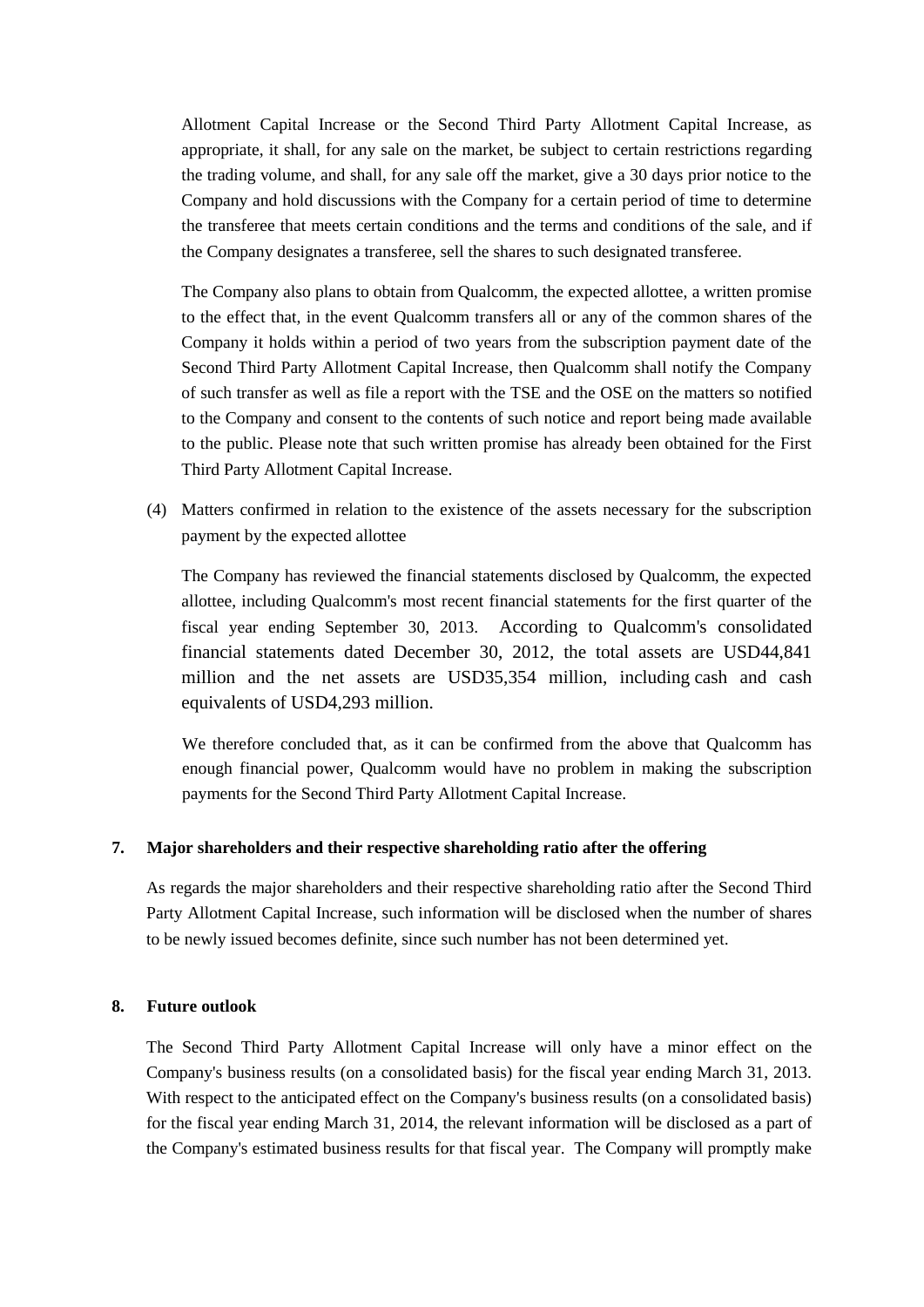Allotment Capital Increase or the Second Third Party Allotment Capital Increase, as appropriate, it shall, for any sale on the market, be subject to certain restrictions regarding the trading volume, and shall, for any sale off the market, give a 30 days prior notice to the Company and hold discussions with the Company for a certain period of time to determine the transferee that meets certain conditions and the terms and conditions of the sale, and if the Company designates a transferee, sell the shares to such designated transferee.

The Company also plans to obtain from Qualcomm, the expected allottee, a written promise to the effect that, in the event Qualcomm transfers all or any of the common shares of the Company it holds within a period of two years from the subscription payment date of the Second Third Party Allotment Capital Increase, then Qualcomm shall notify the Company of such transfer as well as file a report with the TSE and the OSE on the matters so notified to the Company and consent to the contents of such notice and report being made available to the public. Please note that such written promise has already been obtained for the First Third Party Allotment Capital Increase.

(4) Matters confirmed in relation to the existence of the assets necessary for the subscription payment by the expected allottee

The Company has reviewed the financial statements disclosed by Qualcomm, the expected allottee, including Qualcomm's most recent financial statements for the first quarter of the fiscal year ending September 30, 2013. According to Qualcomm's consolidated financial statements dated December 30, 2012, the total assets are USD44,841 million and the net assets are USD35,354 million, including cash and cash equivalents of USD4,293 million.

We therefore concluded that, as it can be confirmed from the above that Qualcomm has enough financial power, Qualcomm would have no problem in making the subscription payments for the Second Third Party Allotment Capital Increase.

## 7. Major shareholders and their respective shareholding ratio after the offering

As regards the major shareholders and their respective shareholding ratio after the Second Third Party Allotment Capital Increase, such information will be disclosed when the number of shares to be newly issued becomes definite, since such number has not been determined yet.

## 8. Future outlook

The Second Third Party Allotment Capital Increase will only have a minor effect on the Company's business results (on a consolidated basis) for the fiscal year ending March 31, 2013. With respect to the anticipated effect on the Company's business results (on a consolidated basis) for the fiscal year ending March 31, 2014, the relevant information will be disclosed as a part of the Company's estimated business results for that fiscal year. The Company will promptly make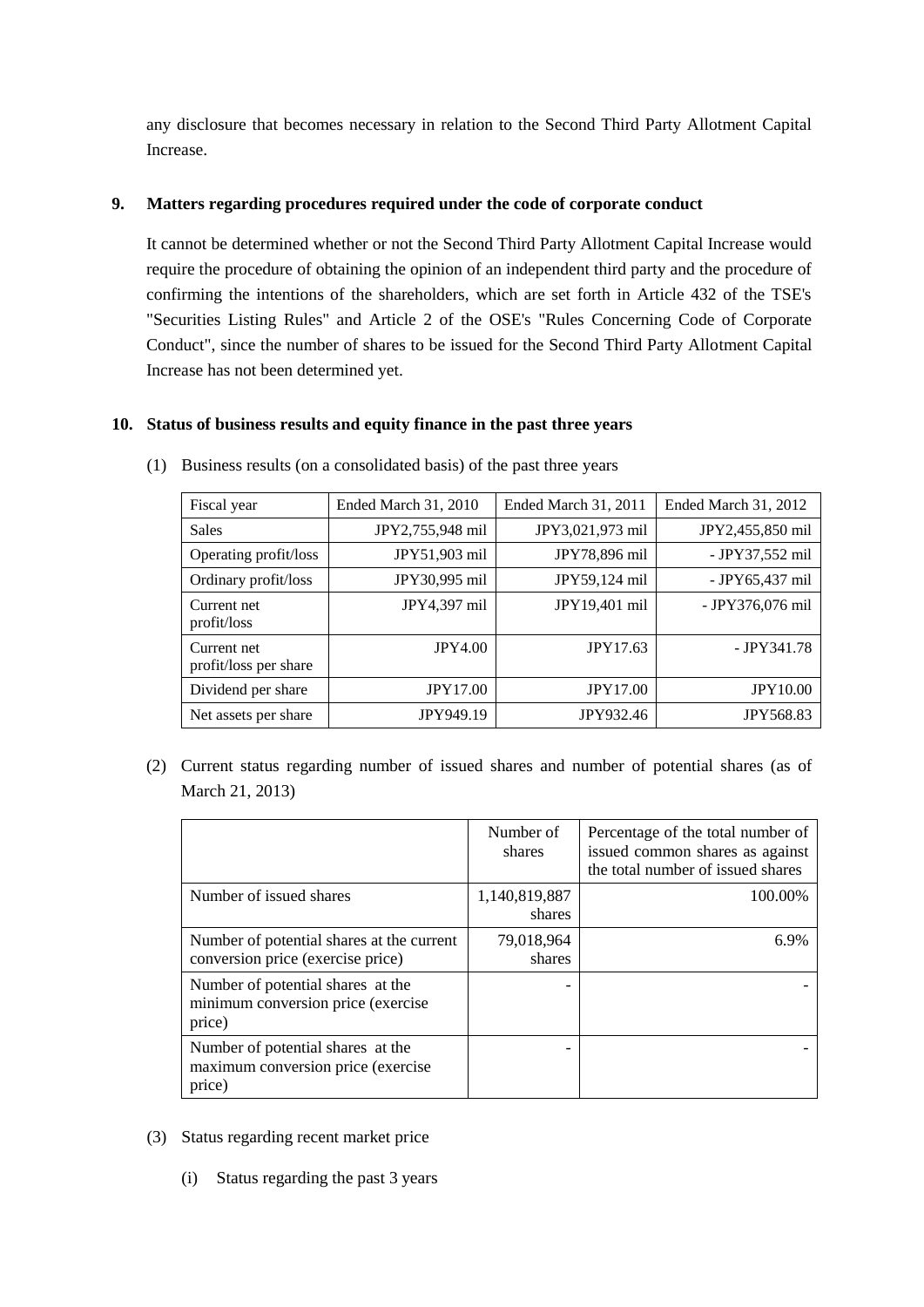any disclosure that becomes necessary in relation to the Second Third Party Allotment Capital Increase.

## 9. Matters regarding procedures required under the code of corporate conduct

It cannot be determined whether or not the Second Third Party Allotment Capital Increase would require the procedure of obtaining the opinion of an independent third party and the procedure of confirming the intentions of the shareholders, which are set forth in Article 432 of the TSE's "Securities Listing Rules" and Article 2 of the OSE's "Rules Concerning Code of Corporate Conduct", since the number of shares to be issued for the Second Third Party Allotment Capital Increase has not been determined yet.

## 10. Status of business results and equity finance in the past three years

(1) Business results (on a consolidated basis) of the past three years

| Fiscal year | Ended March 31, 2010 | Ended March 31, 2011 | Ended March 31, 2012 |
|---|---|---|---|
| Sales | JPY2,755,948 mil | JPY3,021,973 mil | JPY2,455,850 mil |
| Operating profit/loss | JPY51,903 mil | JPY78,896 mil | - JPY37,552 mil |
| Ordinary profit/loss | JPY30,995 mil | JPY59,124 mil | - JPY65,437 mil |
| Current net profit/loss | JPY4,397 mil | JPY19,401 mil | - JPY376,076 mil |
| Current net profit/loss per share | JPY4.00 | JPY17.63 | - JPY341.78 |
| Dividend per share | JPY17.00 | JPY17.00 | JPY10.00 |
| Net assets per share | JPY949.19 | JPY932.46 | JPY568.83 |

(2) Current status regarding number of issued shares and number of potential shares (as of March 21, 2013)

| | Number of shares | Percentage of the total number of issued common shares as against the total number of issued shares |
|---|---|---|
| Number of issued shares | 1,140,819,887 shares | 100.00% |
| Number of potential shares at the current conversion price (exercise price) | 79,018,964 shares | 6.9% |
| Number of potential shares at the minimum conversion price (exercise price) | - | - |
| Number of potential shares at the maximum conversion price (exercise price) | - | - |

(3) Status regarding recent market price

(i) Status regarding the past 3 years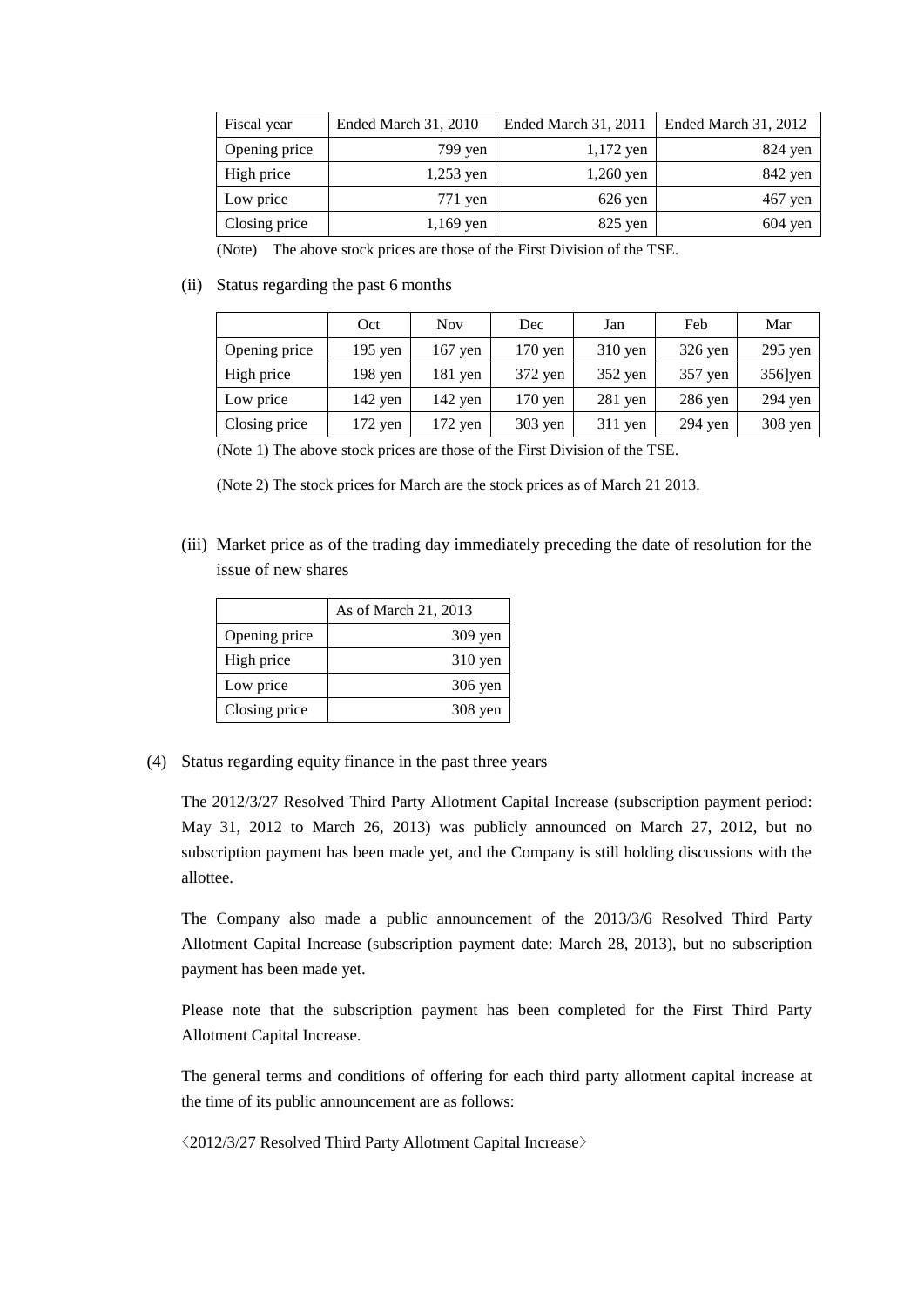| Fiscal year | Ended March 31, 2010 | Ended March 31, 2011 | Ended March 31, 2012 |
|---|---|---|---|
| Opening price | 799 yen | 1,172 yen | 824 yen |
| High price | 1,253 yen | 1,260 yen | 842 yen |
| Low price | 771 yen | 626 yen | 467 yen |
| Closing price | 1,169 yen | 825 yen | 604 yen |

(Note) The above stock prices are those of the First Division of the TSE.

(ii) Status regarding the past 6 months

| | Oct | Nov | Dec | Jan | Feb | Mar |
|---|---|---|---|---|---|---|
| Opening price | 195 yen | 167 yen | 170 yen | 310 yen | 326 yen | 295 yen |
| High price | 198 yen | 181 yen | 372 yen | 352 yen | 357 yen | 356]yen |
| Low price | 142 yen | 142 yen | 170 yen | 281 yen | 286 yen | 294 yen |
| Closing price | 172 yen | 172 yen | 303 yen | 311 yen | 294 yen | 308 yen |

(Note 1) The above stock prices are those of the First Division of the TSE.

(Note 2) The stock prices for March are the stock prices as of March 21 2013.

(iii) Market price as of the trading day immediately preceding the date of resolution for the issue of new shares

| | As of March 21, 2013 |
|---|---|
| Opening price | 309 yen |
| High price | 310 yen |
| Low price | 306 yen |
| Closing price | 308 yen |

(4) Status regarding equity finance in the past three years

The 2012/3/27 Resolved Third Party Allotment Capital Increase (subscription payment period: May 31, 2012 to March 26, 2013) was publicly announced on March 27, 2012, but no subscription payment has been made yet, and the Company is still holding discussions with the allottee.

The Company also made a public announcement of the 2013/3/6 Resolved Third Party Allotment Capital Increase (subscription payment date: March 28, 2013), but no subscription payment has been made yet.

Please note that the subscription payment has been completed for the First Third Party Allotment Capital Increase.

The general terms and conditions of offering for each third party allotment capital increase at the time of its public announcement are as follows:

〈2012/3/27 Resolved Third Party Allotment Capital Increase〉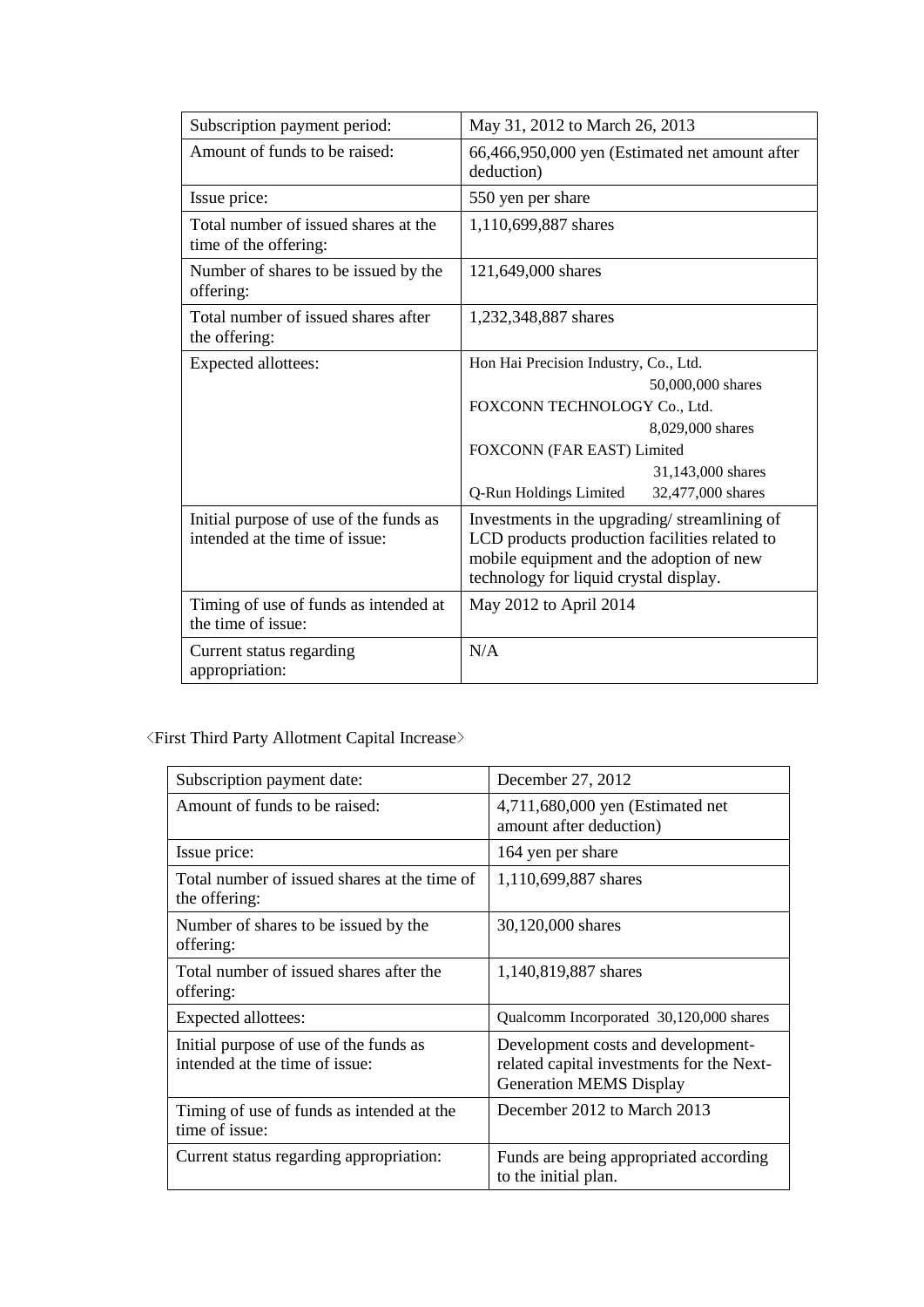| Subscription payment period: | May 31, 2012 to March 26, 2013 |
|---|---|
| Amount of funds to be raised: | 66,466,950,000 yen (Estimated net amount after deduction) |
| Issue price: | 550 yen per share |
| Total number of issued shares at the time of the offering: | 1,110,699,887 shares |
| Number of shares to be issued by the offering: | 121,649,000 shares |
| Total number of issued shares after the offering: | 1,232,348,887 shares |
| Expected allottees: | Hon Hai Precision Industry, Co., Ltd. 50,000,000 shares<br>FOXCONN TECHNOLOGY Co., Ltd. 8,029,000 shares<br>FOXCONN (FAR EAST) Limited 31,143,000 shares<br>Q-Run Holdings Limited 32,477,000 shares |
| Initial purpose of use of the funds as intended at the time of issue: | Investments in the upgrading/ streamlining of LCD products production facilities related to mobile equipment and the adoption of new technology for liquid crystal display. |
| Timing of use of funds as intended at the time of issue: | May 2012 to April 2014 |
| Current status regarding appropriation: | N/A |

〈First Third Party Allotment Capital Increase〉

| Subscription payment date: | December 27, 2012 |
|---|---|
| Amount of funds to be raised: | 4,711,680,000 yen (Estimated net amount after deduction) |
| Issue price: | 164 yen per share |
| Total number of issued shares at the time of the offering: | 1,110,699,887 shares |
| Number of shares to be issued by the offering: | 30,120,000 shares |
| Total number of issued shares after the offering: | 1,140,819,887 shares |
| Expected allottees: | Qualcomm Incorporated 30,120,000 shares |
| Initial purpose of use of the funds as intended at the time of issue: | Development costs and development-related capital investments for the Next-Generation MEMS Display |
| Timing of use of funds as intended at the time of issue: | December 2012 to March 2013 |
| Current status regarding appropriation: | Funds are being appropriated according to the initial plan. |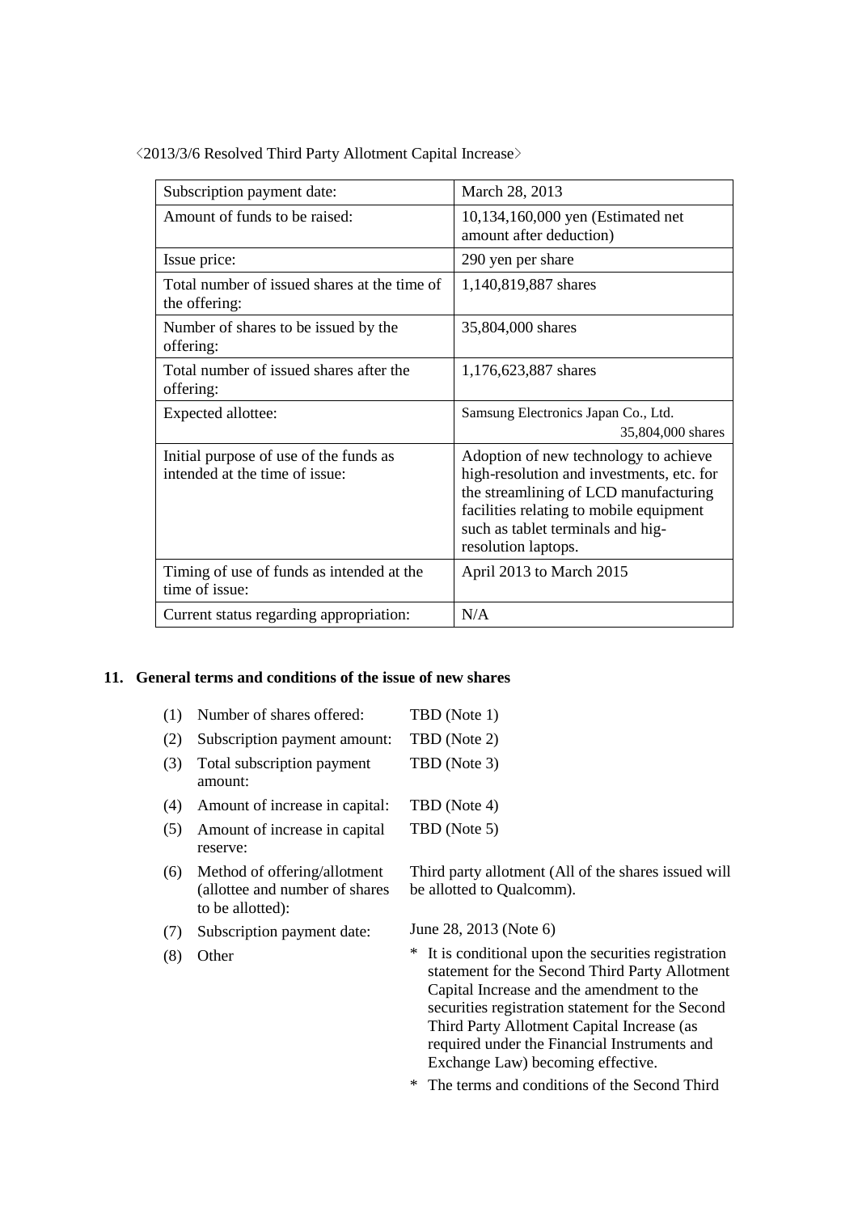〈2013/3/6 Resolved Third Party Allotment Capital Increase〉

| | |
|---|---|
| Subscription payment date: | March 28, 2013 |
| Amount of funds to be raised: | 10,134,160,000 yen (Estimated net amount after deduction) |
| Issue price: | 290 yen per share |
| Total number of issued shares at the time of the offering: | 1,140,819,887 shares |
| Number of shares to be issued by the offering: | 35,804,000 shares |
| Total number of issued shares after the offering: | 1,176,623,887 shares |
| Expected allottee: | Samsung Electronics Japan Co., Ltd. 35,804,000 shares |
| Initial purpose of use of the funds as intended at the time of issue: | Adoption of new technology to achieve high-resolution and investments, etc. for the streamlining of LCD manufacturing facilities relating to mobile equipment such as tablet terminals and hig-resolution laptops. |
| Timing of use of funds as intended at the time of issue: | April 2013 to March 2015 |
| Current status regarding appropriation: | N/A |

## 11. General terms and conditions of the issue of new shares

| | | |
|---|---|---|
| (1) | Number of shares offered: | TBD (Note 1) |
| (2) | Subscription payment amount: | TBD (Note 2) |
| (3) | Total subscription payment amount: | TBD (Note 3) |
| (4) | Amount of increase in capital: | TBD (Note 4) |
| (5) | Amount of increase in capital reserve: | TBD (Note 5) |
| (6) | Method of offering/allotment (allottee and number of shares to be allotted): | Third party allotment (All of the shares issued will be allotted to Qualcomm). |
| (7) | Subscription payment date: | June 28, 2013 (Note 6) |
| (8) | Other | * It is conditional upon the securities registration statement for the Second Third Party Allotment Capital Increase and the amendment to the securities registration statement for the Second Third Party Allotment Capital Increase (as required under the Financial Instruments and Exchange Law) becoming effective.<br>* The terms and conditions of the Second Third |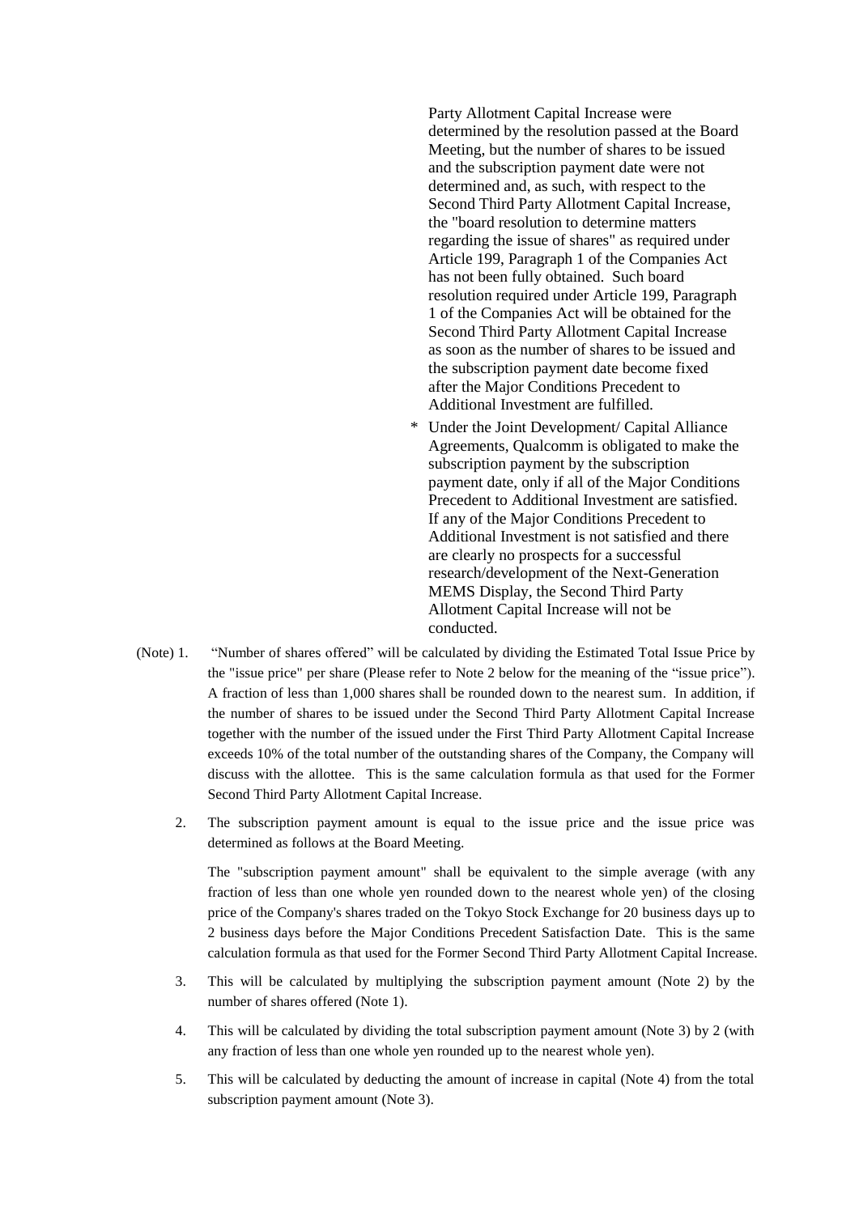Party Allotment Capital Increase were determined by the resolution passed at the Board Meeting, but the number of shares to be issued and the subscription payment date were not determined and, as such, with respect to the Second Third Party Allotment Capital Increase, the "board resolution to determine matters regarding the issue of shares" as required under Article 199, Paragraph 1 of the Companies Act has not been fully obtained. Such board resolution required under Article 199, Paragraph 1 of the Companies Act will be obtained for the Second Third Party Allotment Capital Increase as soon as the number of shares to be issued and the subscription payment date become fixed after the Major Conditions Precedent to Additional Investment are fulfilled.

\* Under the Joint Development/ Capital Alliance Agreements, Qualcomm is obligated to make the subscription payment by the subscription payment date, only if all of the Major Conditions Precedent to Additional Investment are satisfied. If any of the Major Conditions Precedent to Additional Investment is not satisfied and there are clearly no prospects for a successful research/development of the Next-Generation MEMS Display, the Second Third Party Allotment Capital Increase will not be conducted.

(Note) 1. "Number of shares offered" will be calculated by dividing the Estimated Total Issue Price by the "issue price" per share (Please refer to Note 2 below for the meaning of the "issue price"). A fraction of less than 1,000 shares shall be rounded down to the nearest sum. In addition, if the number of shares to be issued under the Second Third Party Allotment Capital Increase together with the number of the issued under the First Third Party Allotment Capital Increase exceeds 10% of the total number of the outstanding shares of the Company, the Company will discuss with the allottee. This is the same calculation formula as that used for the Former Second Third Party Allotment Capital Increase.

2. The subscription payment amount is equal to the issue price and the issue price was determined as follows at the Board Meeting.

   The "subscription payment amount" shall be equivalent to the simple average (with any fraction of less than one whole yen rounded down to the nearest whole yen) of the closing price of the Company's shares traded on the Tokyo Stock Exchange for 20 business days up to 2 business days before the Major Conditions Precedent Satisfaction Date. This is the same calculation formula as that used for the Former Second Third Party Allotment Capital Increase.

3. This will be calculated by multiplying the subscription payment amount (Note 2) by the number of shares offered (Note 1).

4. This will be calculated by dividing the total subscription payment amount (Note 3) by 2 (with any fraction of less than one whole yen rounded up to the nearest whole yen).

5. This will be calculated by deducting the amount of increase in capital (Note 4) from the total subscription payment amount (Note 3).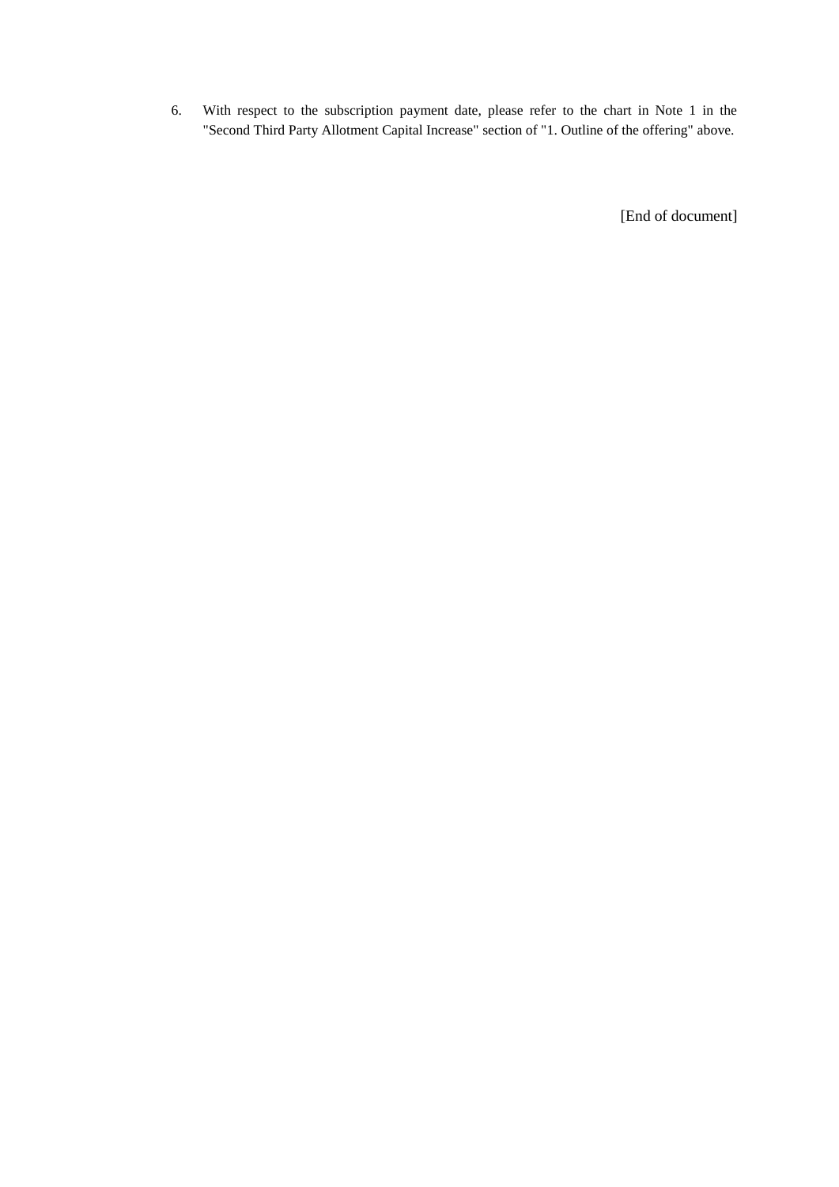6. With respect to the subscription payment date, please refer to the chart in Note 1 in the "Second Third Party Allotment Capital Increase" section of "1. Outline of the offering" above.

[End of document]